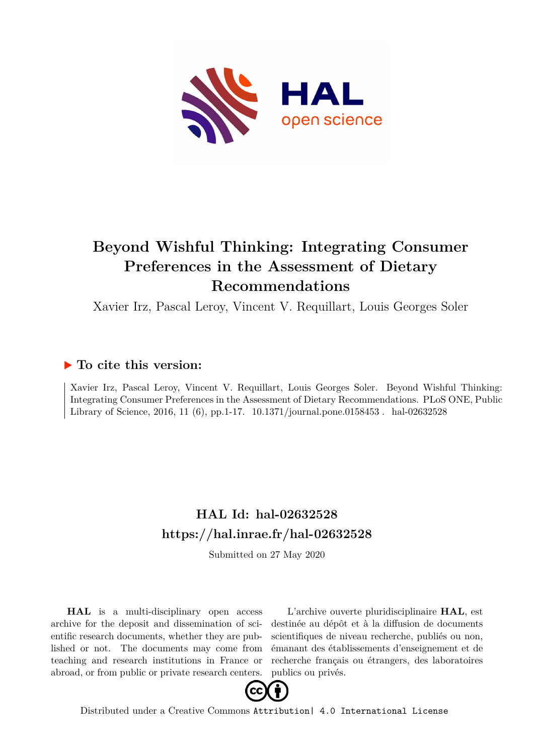# Beyond Wishful Thinking: Integrating Consumer Preferences in the Assessment of Dietary Recommendations

Xavier Irz, Pascal Leroy, Vincent V. Requillart, Louis Georges Soler

## ▶ To cite this version:

Xavier Irz, Pascal Leroy, Vincent V. Requillart, Louis Georges Soler. Beyond Wishful Thinking: Integrating Consumer Preferences in the Assessment of Dietary Recommendations. PLoS ONE, Public Library of Science, 2016, 11 (6), pp.1-17. 10.1371/journal.pone.0158453 . hal-02632528

## HAL Id: hal-02632528

## https://hal.inrae.fr/hal-02632528

Submitted on 27 May 2020

**HAL** is a multi-disciplinary open access archive for the deposit and dissemination of scientific research documents, whether they are published or not. The documents may come from teaching and research institutions in France or abroad, or from public or private research centers.

L'archive ouverte pluridisciplinaire **HAL**, est destinée au dépôt et à la diffusion de documents scientifiques de niveau recherche, publiés ou non, émanant des établissements d'enseignement et de recherche français ou étrangers, des laboratoires publics ou privés.

Distributed under a Creative Commons Attribution| 4.0 International License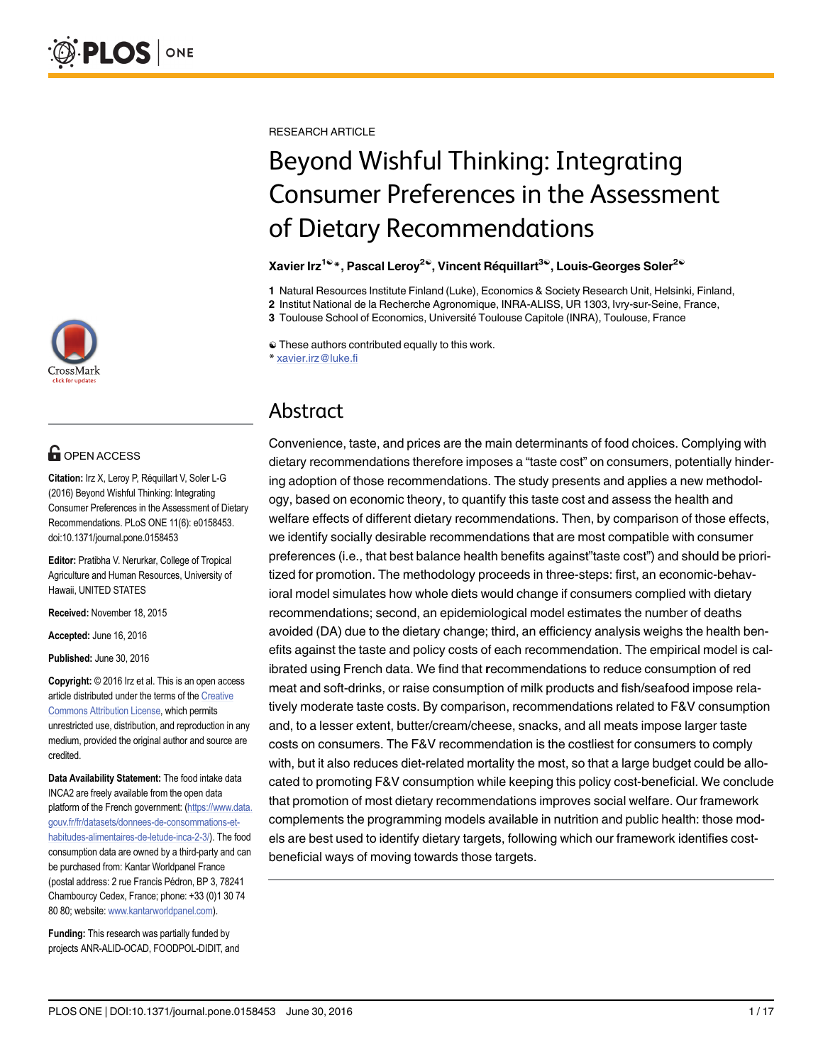RESEARCH ARTICLE

# Beyond Wishful Thinking: Integrating Consumer Preferences in the Assessment of Dietary Recommendations

**Xavier Irz[1☯]*, Pascal Leroy[2☯], Vincent Réquillart[3☯], Louis-Georges Soler[2☯]**

**1** Natural Resources Institute Finland (Luke), Economics & Society Research Unit, Helsinki, Finland,
**2** Institut National de la Recherche Agronomique, INRA-ALISS, UR 1303, Ivry-sur-Seine, France,
**3** Toulouse School of Economics, Université Toulouse Capitole (INRA), Toulouse, France

☯ These authors contributed equally to this work.
* xavier.irz@luke.fi

OPEN ACCESS

**Citation:** Irz X, Leroy P, Réquillart V, Soler L-G (2016) Beyond Wishful Thinking: Integrating Consumer Preferences in the Assessment of Dietary Recommendations. PLoS ONE 11(6): e0158453. doi:10.1371/journal.pone.0158453

**Editor:** Pratibha V. Nerurkar, College of Tropical Agriculture and Human Resources, University of Hawaii, UNITED STATES

**Received:** November 18, 2015

**Accepted:** June 16, 2016

**Published:** June 30, 2016

**Copyright:** © 2016 Irz et al. This is an open access article distributed under the terms of the Creative Commons Attribution License, which permits unrestricted use, distribution, and reproduction in any medium, provided the original author and source are credited.

**Data Availability Statement:** The food intake data INCA2 are freely available from the open data platform of the French government: (https://www.data.gouv.fr/fr/datasets/donnees-de-consommations-et-habitudes-alimentaires-de-letude-inca-2-3/). The food consumption data are owned by a third-party and can be purchased from: Kantar Worldpanel France (postal address: 2 rue Francis Pédron, BP 3, 78241 Chambourcy Cedex, France; phone: +33 (0)1 30 74 80 80; website: www.kantarworldpanel.com).

**Funding:** This research was partially funded by projects ANR-ALID-OCAD, FOODPOL-DIDIT, and

## Abstract

Convenience, taste, and prices are the main determinants of food choices. Complying with dietary recommendations therefore imposes a "taste cost" on consumers, potentially hindering adoption of those recommendations. The study presents and applies a new methodology, based on economic theory, to quantify this taste cost and assess the health and welfare effects of different dietary recommendations. Then, by comparison of those effects, we identify socially desirable recommendations that are most compatible with consumer preferences (i.e., that best balance health benefits against"taste cost") and should be prioritized for promotion. The methodology proceeds in three-steps: first, an economic-behavioral model simulates how whole diets would change if consumers complied with dietary recommendations; second, an epidemiological model estimates the number of deaths avoided (DA) due to the dietary change; third, an efficiency analysis weighs the health benefits against the taste and policy costs of each recommendation. The empirical model is calibrated using French data. We find that recommendations to reduce consumption of red meat and soft-drinks, or raise consumption of milk products and fish/seafood impose relatively moderate taste costs. By comparison, recommendations related to F&V consumption and, to a lesser extent, butter/cream/cheese, snacks, and all meats impose larger taste costs on consumers. The F&V recommendation is the costliest for consumers to comply with, but it also reduces diet-related mortality the most, so that a large budget could be allocated to promoting F&V consumption while keeping this policy cost-beneficial. We conclude that promotion of most dietary recommendations improves social welfare. Our framework complements the programming models available in nutrition and public health: those models are best used to identify dietary targets, following which our framework identifies cost-beneficial ways of moving towards those targets.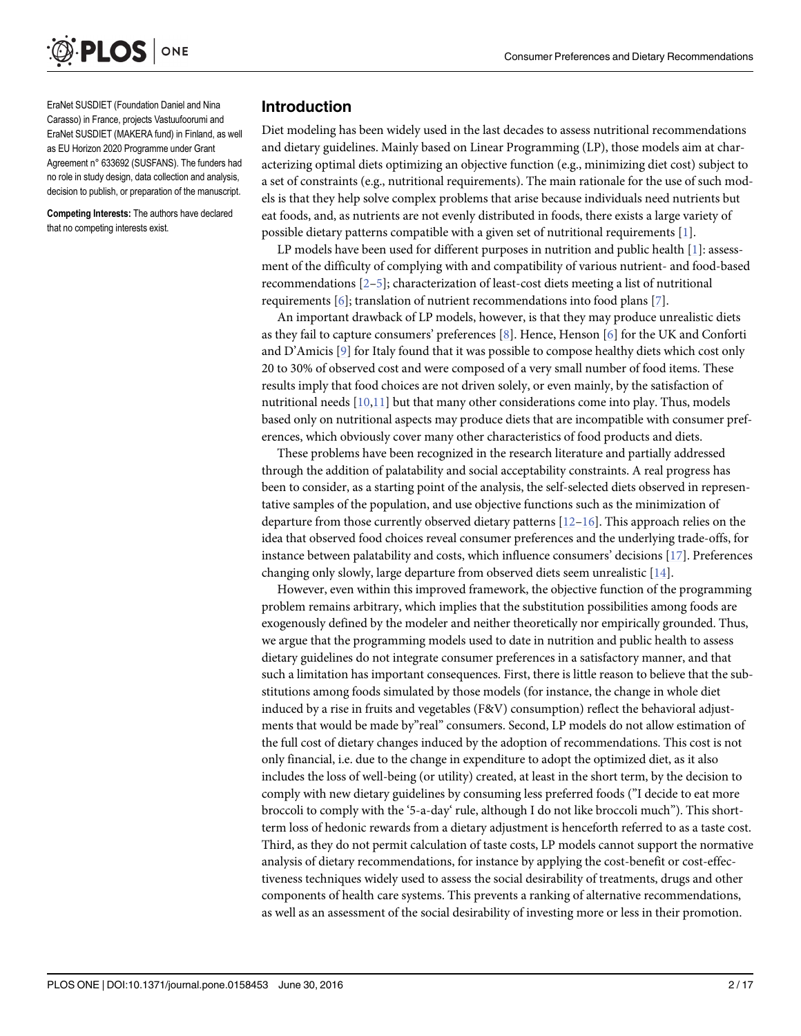EraNet SUSDIET (Foundation Daniel and Nina Carasso) in France, projects Vastuufoorumi and EraNet SUSDIET (MAKERA fund) in Finland, as well as EU Horizon 2020 Programme under Grant Agreement n° 633692 (SUSFANS). The funders had no role in study design, data collection and analysis, decision to publish, or preparation of the manuscript.

**Competing Interests:** The authors have declared that no competing interests exist.

## Introduction

Diet modeling has been widely used in the last decades to assess nutritional recommendations and dietary guidelines. Mainly based on Linear Programming (LP), those models aim at characterizing optimal diets optimizing an objective function (e.g., minimizing diet cost) subject to a set of constraints (e.g., nutritional requirements). The main rationale for the use of such models is that they help solve complex problems that arise because individuals need nutrients but eat foods, and, as nutrients are not evenly distributed in foods, there exists a large variety of possible dietary patterns compatible with a given set of nutritional requirements [1].

LP models have been used for different purposes in nutrition and public health [1]: assessment of the difficulty of complying with and compatibility of various nutrient- and food-based recommendations [2–5]; characterization of least-cost diets meeting a list of nutritional requirements [6]; translation of nutrient recommendations into food plans [7].

An important drawback of LP models, however, is that they may produce unrealistic diets as they fail to capture consumers' preferences [8]. Hence, Henson [6] for the UK and Conforti and D'Amicis [9] for Italy found that it was possible to compose healthy diets which cost only 20 to 30% of observed cost and were composed of a very small number of food items. These results imply that food choices are not driven solely, or even mainly, by the satisfaction of nutritional needs [10,11] but that many other considerations come into play. Thus, models based only on nutritional aspects may produce diets that are incompatible with consumer preferences, which obviously cover many other characteristics of food products and diets.

These problems have been recognized in the research literature and partially addressed through the addition of palatability and social acceptability constraints. A real progress has been to consider, as a starting point of the analysis, the self-selected diets observed in representative samples of the population, and use objective functions such as the minimization of departure from those currently observed dietary patterns [12–16]. This approach relies on the idea that observed food choices reveal consumer preferences and the underlying trade-offs, for instance between palatability and costs, which influence consumers' decisions [17]. Preferences changing only slowly, large departure from observed diets seem unrealistic [14].

However, even within this improved framework, the objective function of the programming problem remains arbitrary, which implies that the substitution possibilities among foods are exogenously defined by the modeler and neither theoretically nor empirically grounded. Thus, we argue that the programming models used to date in nutrition and public health to assess dietary guidelines do not integrate consumer preferences in a satisfactory manner, and that such a limitation has important consequences. First, there is little reason to believe that the substitutions among foods simulated by those models (for instance, the change in whole diet induced by a rise in fruits and vegetables (F&V) consumption) reflect the behavioral adjustments that would be made by"real" consumers. Second, LP models do not allow estimation of the full cost of dietary changes induced by the adoption of recommendations. This cost is not only financial, i.e. due to the change in expenditure to adopt the optimized diet, as it also includes the loss of well-being (or utility) created, at least in the short term, by the decision to comply with new dietary guidelines by consuming less preferred foods ("I decide to eat more broccoli to comply with the '5-a-day' rule, although I do not like broccoli much"). This short-term loss of hedonic rewards from a dietary adjustment is henceforth referred to as a taste cost. Third, as they do not permit calculation of taste costs, LP models cannot support the normative analysis of dietary recommendations, for instance by applying the cost-benefit or cost-effectiveness techniques widely used to assess the social desirability of treatments, drugs and other components of health care systems. This prevents a ranking of alternative recommendations, as well as an assessment of the social desirability of investing more or less in their promotion.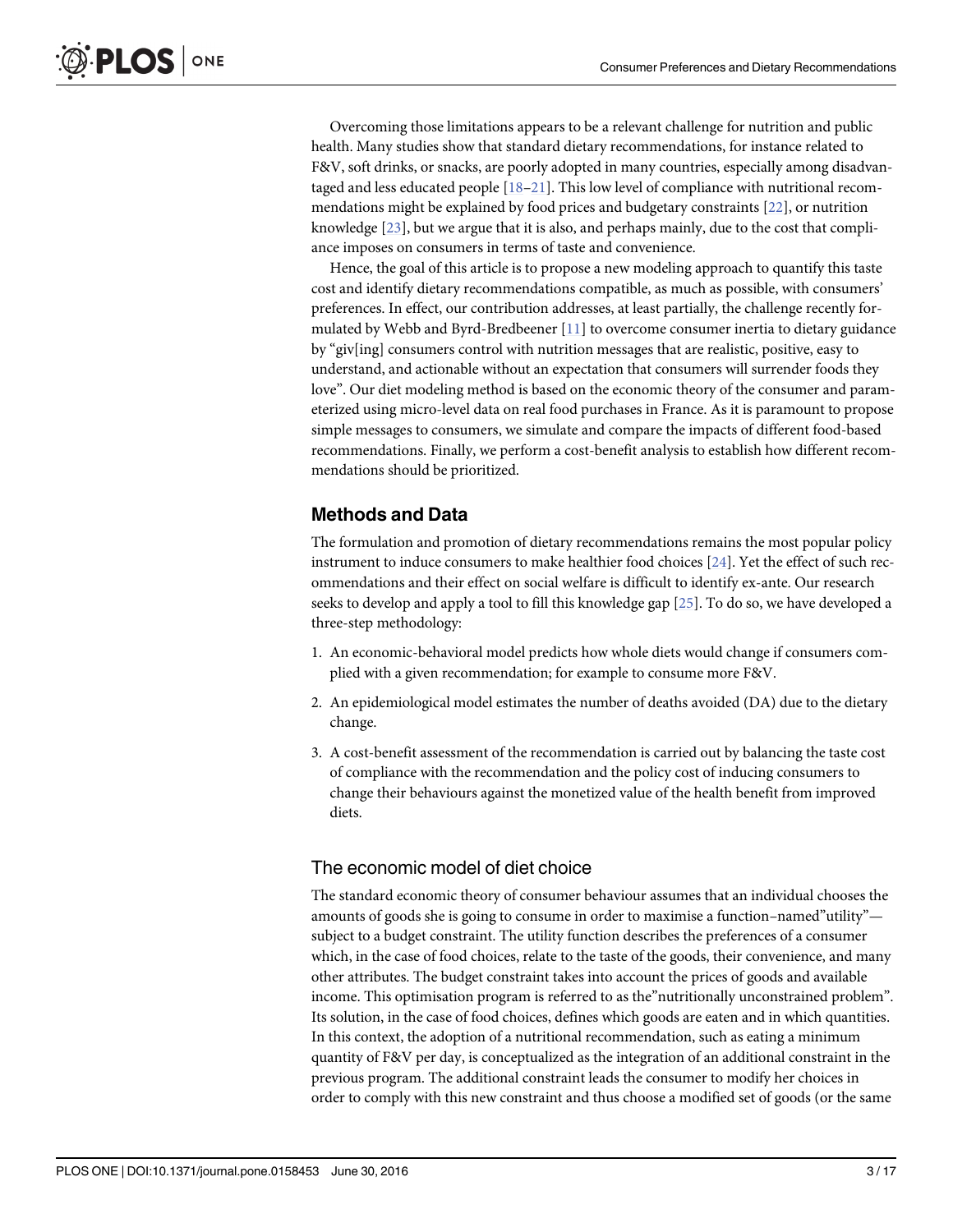Overcoming those limitations appears to be a relevant challenge for nutrition and public health. Many studies show that standard dietary recommendations, for instance related to F&V, soft drinks, or snacks, are poorly adopted in many countries, especially among disadvantaged and less educated people [18–21]. This low level of compliance with nutritional recommendations might be explained by food prices and budgetary constraints [22], or nutrition knowledge [23], but we argue that it is also, and perhaps mainly, due to the cost that compliance imposes on consumers in terms of taste and convenience.

Hence, the goal of this article is to propose a new modeling approach to quantify this taste cost and identify dietary recommendations compatible, as much as possible, with consumers' preferences. In effect, our contribution addresses, at least partially, the challenge recently formulated by Webb and Byrd-Bredbeener [11] to overcome consumer inertia to dietary guidance by "giv[ing] consumers control with nutrition messages that are realistic, positive, easy to understand, and actionable without an expectation that consumers will surrender foods they love". Our diet modeling method is based on the economic theory of the consumer and parameterized using micro-level data on real food purchases in France. As it is paramount to propose simple messages to consumers, we simulate and compare the impacts of different food-based recommendations. Finally, we perform a cost-benefit analysis to establish how different recommendations should be prioritized.

## Methods and Data

The formulation and promotion of dietary recommendations remains the most popular policy instrument to induce consumers to make healthier food choices [24]. Yet the effect of such recommendations and their effect on social welfare is difficult to identify ex-ante. Our research seeks to develop and apply a tool to fill this knowledge gap [25]. To do so, we have developed a three-step methodology:

1. An economic-behavioral model predicts how whole diets would change if consumers complied with a given recommendation; for example to consume more F&V.
2. An epidemiological model estimates the number of deaths avoided (DA) due to the dietary change.
3. A cost-benefit assessment of the recommendation is carried out by balancing the taste cost of compliance with the recommendation and the policy cost of inducing consumers to change their behaviours against the monetized value of the health benefit from improved diets.

### The economic model of diet choice

The standard economic theory of consumer behaviour assumes that an individual chooses the amounts of goods she is going to consume in order to maximise a function–named"utility"—subject to a budget constraint. The utility function describes the preferences of a consumer which, in the case of food choices, relate to the taste of the goods, their convenience, and many other attributes. The budget constraint takes into account the prices of goods and available income. This optimisation program is referred to as the"nutritionally unconstrained problem". Its solution, in the case of food choices, defines which goods are eaten and in which quantities. In this context, the adoption of a nutritional recommendation, such as eating a minimum quantity of F&V per day, is conceptualized as the integration of an additional constraint in the previous program. The additional constraint leads the consumer to modify her choices in order to comply with this new constraint and thus choose a modified set of goods (or the same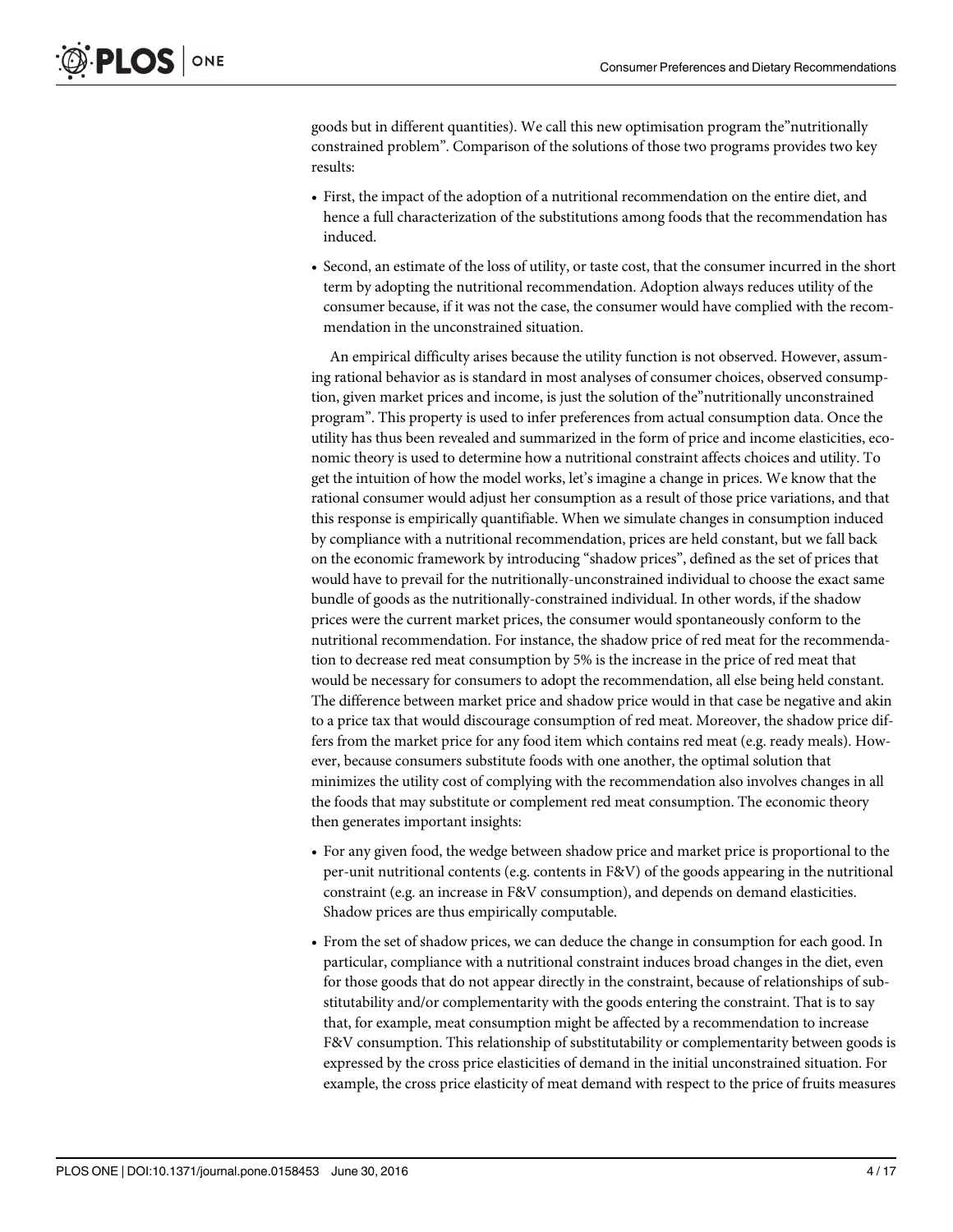goods but in different quantities). We call this new optimisation program the"nutritionally constrained problem". Comparison of the solutions of those two programs provides two key results:

- First, the impact of the adoption of a nutritional recommendation on the entire diet, and hence a full characterization of the substitutions among foods that the recommendation has induced.
- Second, an estimate of the loss of utility, or taste cost, that the consumer incurred in the short term by adopting the nutritional recommendation. Adoption always reduces utility of the consumer because, if it was not the case, the consumer would have complied with the recommendation in the unconstrained situation.

An empirical difficulty arises because the utility function is not observed. However, assuming rational behavior as is standard in most analyses of consumer choices, observed consumption, given market prices and income, is just the solution of the"nutritionally unconstrained program". This property is used to infer preferences from actual consumption data. Once the utility has thus been revealed and summarized in the form of price and income elasticities, economic theory is used to determine how a nutritional constraint affects choices and utility. To get the intuition of how the model works, let's imagine a change in prices. We know that the rational consumer would adjust her consumption as a result of those price variations, and that this response is empirically quantifiable. When we simulate changes in consumption induced by compliance with a nutritional recommendation, prices are held constant, but we fall back on the economic framework by introducing "shadow prices", defined as the set of prices that would have to prevail for the nutritionally-unconstrained individual to choose the exact same bundle of goods as the nutritionally-constrained individual. In other words, if the shadow prices were the current market prices, the consumer would spontaneously conform to the nutritional recommendation. For instance, the shadow price of red meat for the recommendation to decrease red meat consumption by 5% is the increase in the price of red meat that would be necessary for consumers to adopt the recommendation, all else being held constant. The difference between market price and shadow price would in that case be negative and akin to a price tax that would discourage consumption of red meat. Moreover, the shadow price differs from the market price for any food item which contains red meat (e.g. ready meals). However, because consumers substitute foods with one another, the optimal solution that minimizes the utility cost of complying with the recommendation also involves changes in all the foods that may substitute or complement red meat consumption. The economic theory then generates important insights:

- For any given food, the wedge between shadow price and market price is proportional to the per-unit nutritional contents (e.g. contents in F&V) of the goods appearing in the nutritional constraint (e.g. an increase in F&V consumption), and depends on demand elasticities. Shadow prices are thus empirically computable.
- From the set of shadow prices, we can deduce the change in consumption for each good. In particular, compliance with a nutritional constraint induces broad changes in the diet, even for those goods that do not appear directly in the constraint, because of relationships of substitutability and/or complementarity with the goods entering the constraint. That is to say that, for example, meat consumption might be affected by a recommendation to increase F&V consumption. This relationship of substitutability or complementarity between goods is expressed by the cross price elasticities of demand in the initial unconstrained situation. For example, the cross price elasticity of meat demand with respect to the price of fruits measures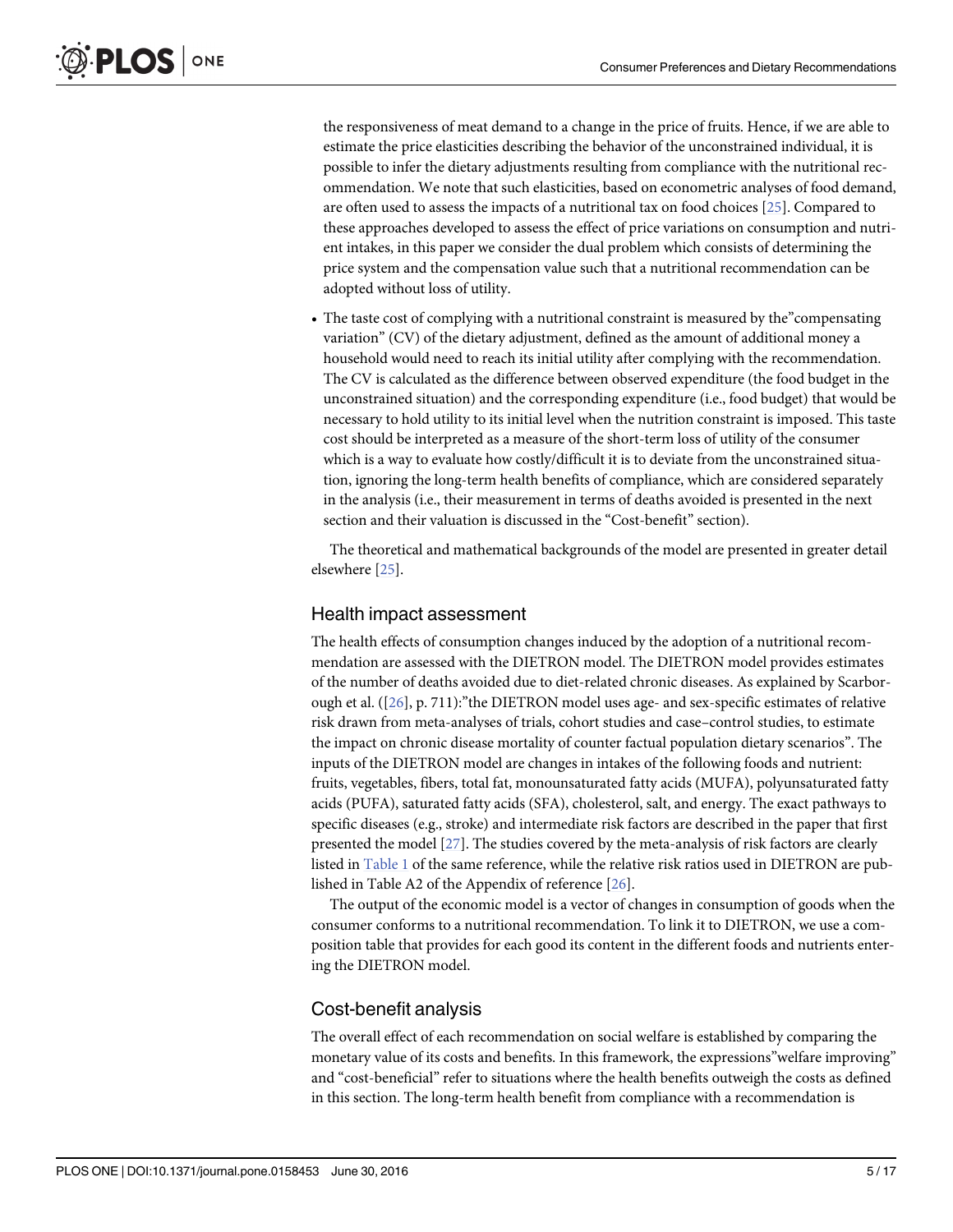the responsiveness of meat demand to a change in the price of fruits. Hence, if we are able to estimate the price elasticities describing the behavior of the unconstrained individual, it is possible to infer the dietary adjustments resulting from compliance with the nutritional recommendation. We note that such elasticities, based on econometric analyses of food demand, are often used to assess the impacts of a nutritional tax on food choices [25]. Compared to these approaches developed to assess the effect of price variations on consumption and nutrient intakes, in this paper we consider the dual problem which consists of determining the price system and the compensation value such that a nutritional recommendation can be adopted without loss of utility.

- The taste cost of complying with a nutritional constraint is measured by the"compensating variation" (CV) of the dietary adjustment, defined as the amount of additional money a household would need to reach its initial utility after complying with the recommendation. The CV is calculated as the difference between observed expenditure (the food budget in the unconstrained situation) and the corresponding expenditure (i.e., food budget) that would be necessary to hold utility to its initial level when the nutrition constraint is imposed. This taste cost should be interpreted as a measure of the short-term loss of utility of the consumer which is a way to evaluate how costly/difficult it is to deviate from the unconstrained situation, ignoring the long-term health benefits of compliance, which are considered separately in the analysis (i.e., their measurement in terms of deaths avoided is presented in the next section and their valuation is discussed in the "Cost-benefit" section).

The theoretical and mathematical backgrounds of the model are presented in greater detail elsewhere [25].

## Health impact assessment

The health effects of consumption changes induced by the adoption of a nutritional recommendation are assessed with the DIETRON model. The DIETRON model provides estimates of the number of deaths avoided due to diet-related chronic diseases. As explained by Scarborough et al. ([26], p. 711):"the DIETRON model uses age- and sex-specific estimates of relative risk drawn from meta-analyses of trials, cohort studies and case–control studies, to estimate the impact on chronic disease mortality of counter factual population dietary scenarios". The inputs of the DIETRON model are changes in intakes of the following foods and nutrient: fruits, vegetables, fibers, total fat, monounsaturated fatty acids (MUFA), polyunsaturated fatty acids (PUFA), saturated fatty acids (SFA), cholesterol, salt, and energy. The exact pathways to specific diseases (e.g., stroke) and intermediate risk factors are described in the paper that first presented the model [27]. The studies covered by the meta-analysis of risk factors are clearly listed in Table 1 of the same reference, while the relative risk ratios used in DIETRON are published in Table A2 of the Appendix of reference [26].

The output of the economic model is a vector of changes in consumption of goods when the consumer conforms to a nutritional recommendation. To link it to DIETRON, we use a composition table that provides for each good its content in the different foods and nutrients entering the DIETRON model.

## Cost-benefit analysis

The overall effect of each recommendation on social welfare is established by comparing the monetary value of its costs and benefits. In this framework, the expressions"welfare improving" and "cost-beneficial" refer to situations where the health benefits outweigh the costs as defined in this section. The long-term health benefit from compliance with a recommendation is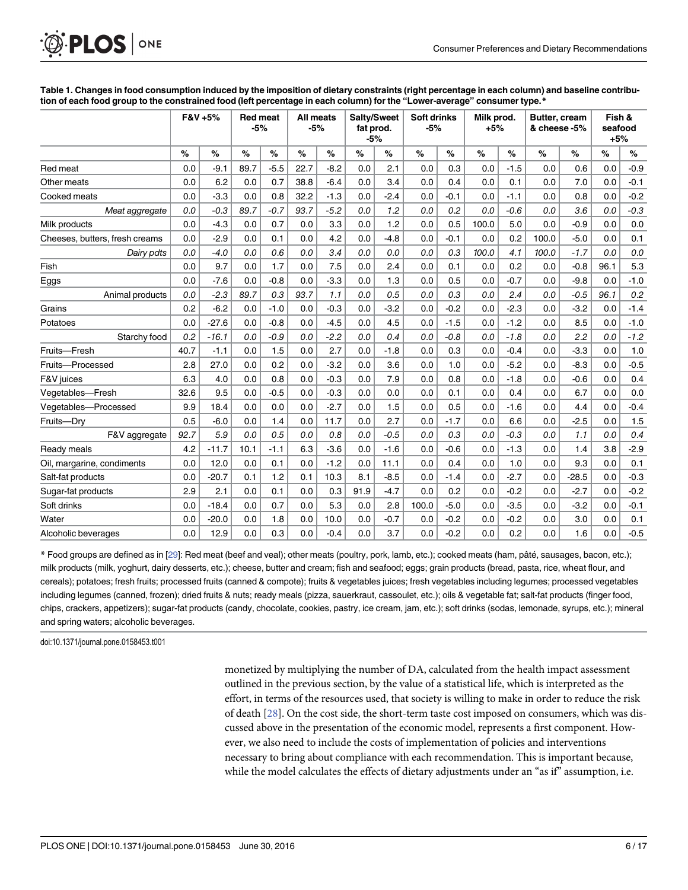**Table 1. Changes in food consumption induced by the imposition of dietary constraints (right percentage in each column) and baseline contribution of each food group to the constrained food (left percentage in each column) for the "Lower-average" consumer type.***

| | F&V +5% | | Red meat -5% | | All meats -5% | | Salty/Sweet fat prod. -5% | | Soft drinks -5% | | Milk prod. +5% | | Butter, cream & cheese -5% | | Fish & seafood +5% | |
|---|---|---|---|---|---|---|---|---|---|---|---|---|---|---|---|---|
| | % | % | % | % | % | % | % | % | % | % | % | % | % | % | % | % |
| Red meat | 0.0 | -9.1 | 89.7 | -5.5 | 22.7 | -8.2 | 0.0 | 2.1 | 0.0 | 0.3 | 0.0 | -1.5 | 0.0 | 0.6 | 0.0 | -0.9 |
| Other meats | 0.0 | 6.2 | 0.0 | 0.7 | 38.8 | -6.4 | 0.0 | 3.4 | 0.0 | 0.4 | 0.0 | 0.1 | 0.0 | 7.0 | 0.0 | -0.1 |
| Cooked meats | 0.0 | -3.3 | 0.0 | 0.8 | 32.2 | -1.3 | 0.0 | -2.4 | 0.0 | -0.1 | 0.0 | -1.1 | 0.0 | 0.8 | 0.0 | -0.2 |
| *Meat aggregate* | *0.0* | *-0.3* | *89.7* | *-0.7* | *93.7* | *-5.2* | *0.0* | *1.2* | *0.0* | *0.2* | *0.0* | *-0.6* | *0.0* | *3.6* | *0.0* | *-0.3* |
| Milk products | 0.0 | -4.3 | 0.0 | 0.7 | 0.0 | 3.3 | 0.0 | 1.2 | 0.0 | 0.5 | 100.0 | 5.0 | 0.0 | -0.9 | 0.0 | 0.0 |
| Cheeses, butters, fresh creams | 0.0 | -2.9 | 0.0 | 0.1 | 0.0 | 4.2 | 0.0 | -4.8 | 0.0 | -0.1 | 0.0 | 0.2 | 100.0 | -5.0 | 0.0 | 0.1 |
| *Dairy pdts* | *0.0* | *-4.0* | *0.0* | *0.6* | *0.0* | *3.4* | *0.0* | *0.0* | *0.0* | *0.3* | *100.0* | *4.1* | *100.0* | *-1.7* | *0.0* | *0.0* |
| Fish | 0.0 | 9.7 | 0.0 | 1.7 | 0.0 | 7.5 | 0.0 | 2.4 | 0.0 | 0.1 | 0.0 | 0.2 | 0.0 | -0.8 | 96.1 | 5.3 |
| Eggs | 0.0 | -7.6 | 0.0 | -0.8 | 0.0 | -3.3 | 0.0 | 1.3 | 0.0 | 0.5 | 0.0 | -0.7 | 0.0 | -9.8 | 0.0 | -1.0 |
| *Animal products* | *0.0* | *-2.3* | *89.7* | *0.3* | *93.7* | *1.1* | *0.0* | *0.5* | *0.0* | *0.3* | *0.0* | *2.4* | *0.0* | *-0.5* | *96.1* | *0.2* |
| Grains | 0.2 | -6.2 | 0.0 | -1.0 | 0.0 | -0.3 | 0.0 | -3.2 | 0.0 | -0.2 | 0.0 | -2.3 | 0.0 | -3.2 | 0.0 | -1.4 |
| Potatoes | 0.0 | -27.6 | 0.0 | -0.8 | 0.0 | -4.5 | 0.0 | 4.5 | 0.0 | -1.5 | 0.0 | -1.2 | 0.0 | 8.5 | 0.0 | -1.0 |
| *Starchy food* | *0.2* | *-16.1* | *0.0* | *-0.9* | *0.0* | *-2.2* | *0.0* | *0.4* | *0.0* | *-0.8* | *0.0* | *-1.8* | *0.0* | *2.2* | *0.0* | *-1.2* |
| Fruits—Fresh | 40.7 | -1.1 | 0.0 | 1.5 | 0.0 | 2.7 | 0.0 | -1.8 | 0.0 | 0.3 | 0.0 | -0.4 | 0.0 | -3.3 | 0.0 | 1.0 |
| Fruits—Processed | 2.8 | 27.0 | 0.0 | 0.2 | 0.0 | -3.2 | 0.0 | 3.6 | 0.0 | 1.0 | 0.0 | -5.2 | 0.0 | -8.3 | 0.0 | -0.5 |
| F&V juices | 6.3 | 4.0 | 0.0 | 0.8 | 0.0 | -0.3 | 0.0 | 7.9 | 0.0 | 0.8 | 0.0 | -1.8 | 0.0 | -0.6 | 0.0 | 0.4 |
| Vegetables—Fresh | 32.6 | 9.5 | 0.0 | -0.5 | 0.0 | -0.3 | 0.0 | 0.0 | 0.0 | 0.1 | 0.0 | 0.4 | 0.0 | 6.7 | 0.0 | 0.0 |
| Vegetables—Processed | 9.9 | 18.4 | 0.0 | 0.0 | 0.0 | -2.7 | 0.0 | 1.5 | 0.0 | 0.5 | 0.0 | -1.6 | 0.0 | 4.4 | 0.0 | -0.4 |
| Fruits—Dry | 0.5 | -6.0 | 0.0 | 1.4 | 0.0 | 11.7 | 0.0 | 2.7 | 0.0 | -1.7 | 0.0 | 6.6 | 0.0 | -2.5 | 0.0 | 1.5 |
| *F&V aggregate* | *92.7* | *5.9* | *0.0* | *0.5* | *0.0* | *0.8* | *0.0* | *-0.5* | *0.0* | *0.3* | *0.0* | *-0.3* | *0.0* | *1.1* | *0.0* | *0.4* |
| Ready meals | 4.2 | -11.7 | 10.1 | -1.1 | 6.3 | -3.6 | 0.0 | -1.6 | 0.0 | -0.6 | 0.0 | -1.3 | 0.0 | 1.4 | 3.8 | -2.9 |
| Oil, margarine, condiments | 0.0 | 12.0 | 0.0 | 0.1 | 0.0 | -1.2 | 0.0 | 11.1 | 0.0 | 0.4 | 0.0 | 1.0 | 0.0 | 9.3 | 0.0 | 0.1 |
| Salt-fat products | 0.0 | -20.7 | 0.1 | 1.2 | 0.1 | 10.3 | 8.1 | -8.5 | 0.0 | -1.4 | 0.0 | -2.7 | 0.0 | -28.5 | 0.0 | -0.3 |
| Sugar-fat products | 2.9 | 2.1 | 0.0 | 0.1 | 0.0 | 0.3 | 91.9 | -4.7 | 0.0 | 0.2 | 0.0 | -0.2 | 0.0 | -2.7 | 0.0 | -0.2 |
| Soft drinks | 0.0 | -18.4 | 0.0 | 0.7 | 0.0 | 5.3 | 0.0 | 2.8 | 100.0 | -5.0 | 0.0 | -3.5 | 0.0 | -3.2 | 0.0 | -0.1 |
| Water | 0.0 | -20.0 | 0.0 | 1.8 | 0.0 | 10.0 | 0.0 | -0.7 | 0.0 | -0.2 | 0.0 | -0.2 | 0.0 | 3.0 | 0.0 | 0.1 |
| Alcoholic beverages | 0.0 | 12.9 | 0.0 | 0.3 | 0.0 | -0.4 | 0.0 | 3.7 | 0.0 | -0.2 | 0.0 | 0.2 | 0.0 | 1.6 | 0.0 | -0.5 |

* Food groups are defined as in [29]: Red meat (beef and veal); other meats (poultry, pork, lamb, etc.); cooked meats (ham, pâté, sausages, bacon, etc.); milk products (milk, yoghurt, dairy desserts, etc.); cheese, butter and cream; fish and seafood; eggs; grain products (bread, pasta, rice, wheat flour, and cereals); potatoes; fresh fruits; processed fruits (canned & compote); fruits & vegetables juices; fresh vegetables including legumes; processed vegetables including legumes (canned, frozen); dried fruits & nuts; ready meals (pizza, sauerkraut, cassoulet, etc.); oils & vegetable fat; salt-fat products (finger food, chips, crackers, appetizers); sugar-fat products (candy, chocolate, cookies, pastry, ice cream, jam, etc.); soft drinks (sodas, lemonade, syrups, etc.); mineral and spring waters; alcoholic beverages.

doi:10.1371/journal.pone.0158453.t001

monetized by multiplying the number of DA, calculated from the health impact assessment outlined in the previous section, by the value of a statistical life, which is interpreted as the effort, in terms of the resources used, that society is willing to make in order to reduce the risk of death [28]. On the cost side, the short-term taste cost imposed on consumers, which was discussed above in the presentation of the economic model, represents a first component. However, we also need to include the costs of implementation of policies and interventions necessary to bring about compliance with each recommendation. This is important because, while the model calculates the effects of dietary adjustments under an "as if" assumption, i.e.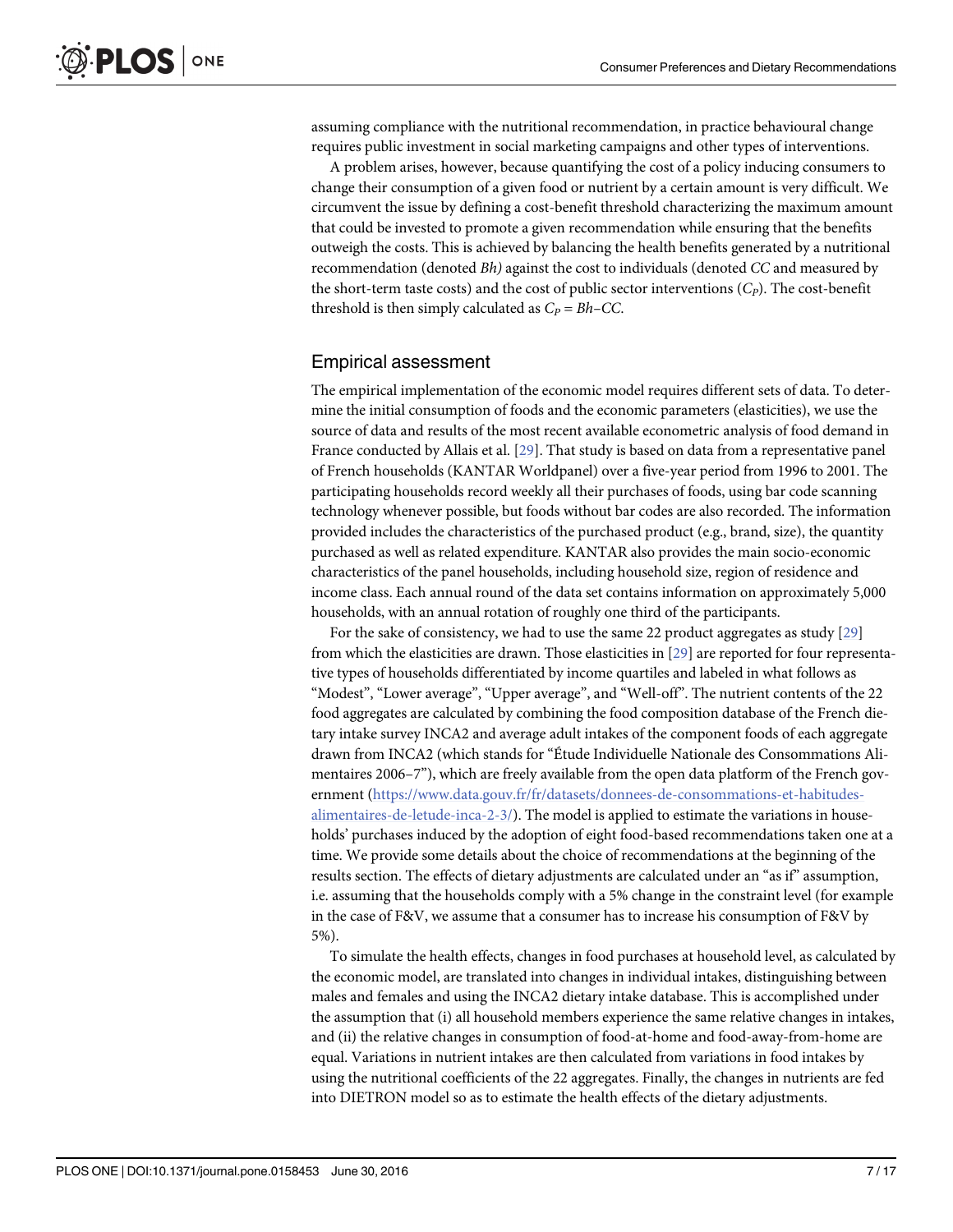assuming compliance with the nutritional recommendation, in practice behavioural change requires public investment in social marketing campaigns and other types of interventions.

A problem arises, however, because quantifying the cost of a policy inducing consumers to change their consumption of a given food or nutrient by a certain amount is very difficult. We circumvent the issue by defining a cost-benefit threshold characterizing the maximum amount that could be invested to promote a given recommendation while ensuring that the benefits outweigh the costs. This is achieved by balancing the health benefits generated by a nutritional recommendation (denoted *Bh)* against the cost to individuals (denoted *CC* and measured by the short-term taste costs) and the cost of public sector interventions ($C_P$). The cost-benefit threshold is then simply calculated as $C_P = Bh - CC$.

## Empirical assessment

The empirical implementation of the economic model requires different sets of data. To determine the initial consumption of foods and the economic parameters (elasticities), we use the source of data and results of the most recent available econometric analysis of food demand in France conducted by Allais et al. [29]. That study is based on data from a representative panel of French households (KANTAR Worldpanel) over a five-year period from 1996 to 2001. The participating households record weekly all their purchases of foods, using bar code scanning technology whenever possible, but foods without bar codes are also recorded. The information provided includes the characteristics of the purchased product (e.g., brand, size), the quantity purchased as well as related expenditure. KANTAR also provides the main socio-economic characteristics of the panel households, including household size, region of residence and income class. Each annual round of the data set contains information on approximately 5,000 households, with an annual rotation of roughly one third of the participants.

For the sake of consistency, we had to use the same 22 product aggregates as study [29] from which the elasticities are drawn. Those elasticities in [29] are reported for four representative types of households differentiated by income quartiles and labeled in what follows as "Modest", "Lower average", "Upper average", and "Well-off". The nutrient contents of the 22 food aggregates are calculated by combining the food composition database of the French dietary intake survey INCA2 and average adult intakes of the component foods of each aggregate drawn from INCA2 (which stands for "Étude Individuelle Nationale des Consommations Alimentaires 2006–7"), which are freely available from the open data platform of the French government (https://www.data.gouv.fr/fr/datasets/donnees-de-consommations-et-habitudes-alimentaires-de-letude-inca-2-3/). The model is applied to estimate the variations in households' purchases induced by the adoption of eight food-based recommendations taken one at a time. We provide some details about the choice of recommendations at the beginning of the results section. The effects of dietary adjustments are calculated under an "as if" assumption, i.e. assuming that the households comply with a 5% change in the constraint level (for example in the case of F&V, we assume that a consumer has to increase his consumption of F&V by 5%).

To simulate the health effects, changes in food purchases at household level, as calculated by the economic model, are translated into changes in individual intakes, distinguishing between males and females and using the INCA2 dietary intake database. This is accomplished under the assumption that (i) all household members experience the same relative changes in intakes, and (ii) the relative changes in consumption of food-at-home and food-away-from-home are equal. Variations in nutrient intakes are then calculated from variations in food intakes by using the nutritional coefficients of the 22 aggregates. Finally, the changes in nutrients are fed into DIETRON model so as to estimate the health effects of the dietary adjustments.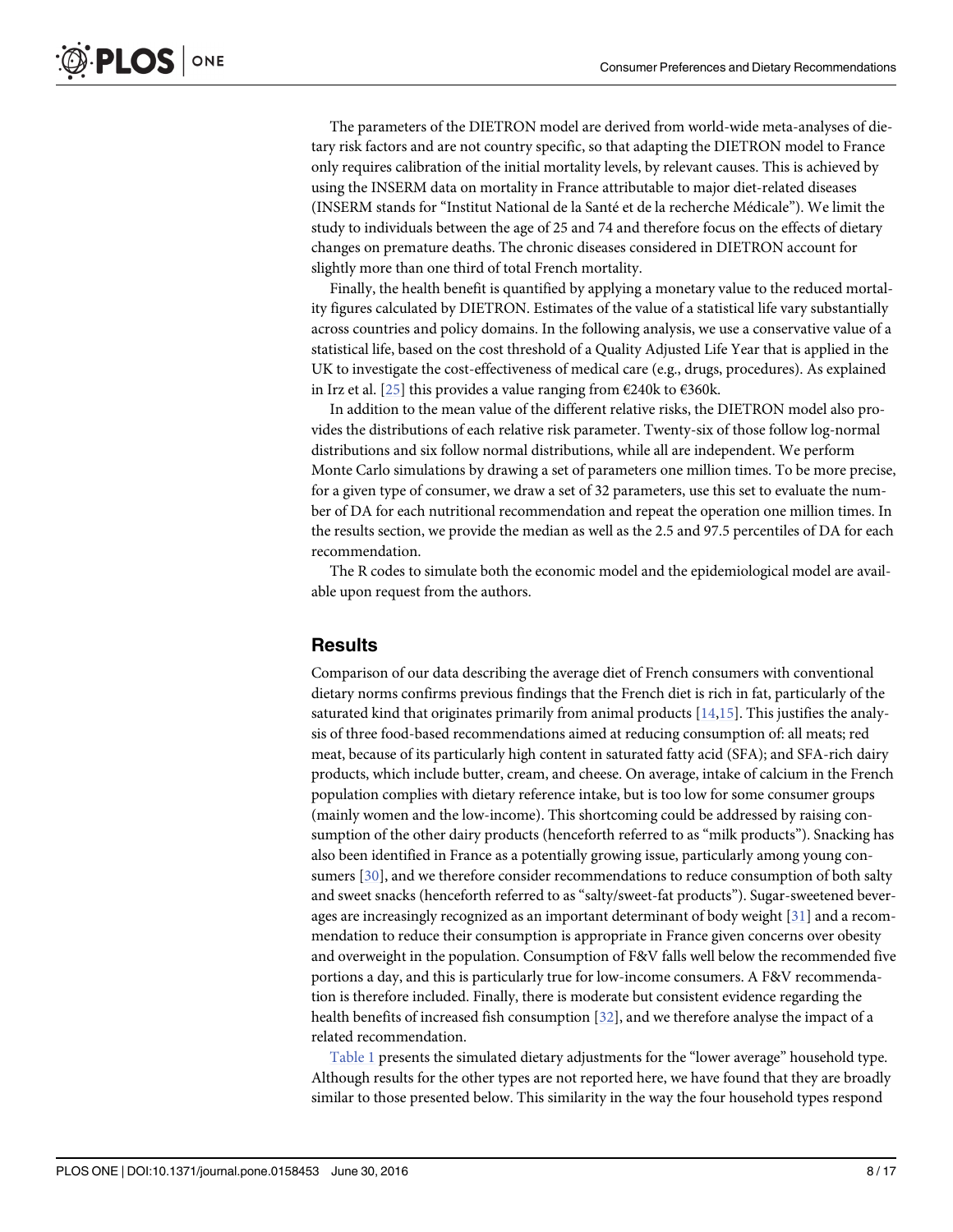The parameters of the DIETRON model are derived from world-wide meta-analyses of dietary risk factors and are not country specific, so that adapting the DIETRON model to France only requires calibration of the initial mortality levels, by relevant causes. This is achieved by using the INSERM data on mortality in France attributable to major diet-related diseases (INSERM stands for "Institut National de la Santé et de la recherche Médicale"). We limit the study to individuals between the age of 25 and 74 and therefore focus on the effects of dietary changes on premature deaths. The chronic diseases considered in DIETRON account for slightly more than one third of total French mortality.

Finally, the health benefit is quantified by applying a monetary value to the reduced mortality figures calculated by DIETRON. Estimates of the value of a statistical life vary substantially across countries and policy domains. In the following analysis, we use a conservative value of a statistical life, based on the cost threshold of a Quality Adjusted Life Year that is applied in the UK to investigate the cost-effectiveness of medical care (e.g., drugs, procedures). As explained in Irz et al. [25] this provides a value ranging from €240k to €360k.

In addition to the mean value of the different relative risks, the DIETRON model also provides the distributions of each relative risk parameter. Twenty-six of those follow log-normal distributions and six follow normal distributions, while all are independent. We perform Monte Carlo simulations by drawing a set of parameters one million times. To be more precise, for a given type of consumer, we draw a set of 32 parameters, use this set to evaluate the number of DA for each nutritional recommendation and repeat the operation one million times. In the results section, we provide the median as well as the 2.5 and 97.5 percentiles of DA for each recommendation.

The R codes to simulate both the economic model and the epidemiological model are available upon request from the authors.

## Results

Comparison of our data describing the average diet of French consumers with conventional dietary norms confirms previous findings that the French diet is rich in fat, particularly of the saturated kind that originates primarily from animal products [14,15]. This justifies the analysis of three food-based recommendations aimed at reducing consumption of: all meats; red meat, because of its particularly high content in saturated fatty acid (SFA); and SFA-rich dairy products, which include butter, cream, and cheese. On average, intake of calcium in the French population complies with dietary reference intake, but is too low for some consumer groups (mainly women and the low-income). This shortcoming could be addressed by raising consumption of the other dairy products (henceforth referred to as "milk products"). Snacking has also been identified in France as a potentially growing issue, particularly among young consumers [30], and we therefore consider recommendations to reduce consumption of both salty and sweet snacks (henceforth referred to as "salty/sweet-fat products"). Sugar-sweetened beverages are increasingly recognized as an important determinant of body weight [31] and a recommendation to reduce their consumption is appropriate in France given concerns over obesity and overweight in the population. Consumption of F&V falls well below the recommended five portions a day, and this is particularly true for low-income consumers. A F&V recommendation is therefore included. Finally, there is moderate but consistent evidence regarding the health benefits of increased fish consumption [32], and we therefore analyse the impact of a related recommendation.

Table 1 presents the simulated dietary adjustments for the "lower average" household type. Although results for the other types are not reported here, we have found that they are broadly similar to those presented below. This similarity in the way the four household types respond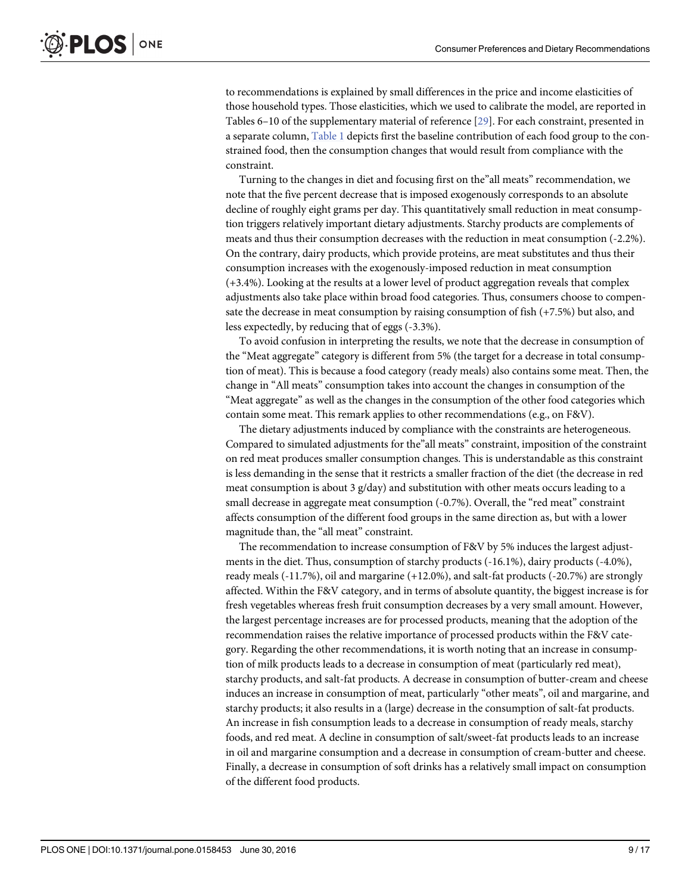to recommendations is explained by small differences in the price and income elasticities of those household types. Those elasticities, which we used to calibrate the model, are reported in Tables 6–10 of the supplementary material of reference [29]. For each constraint, presented in a separate column, Table 1 depicts first the baseline contribution of each food group to the constrained food, then the consumption changes that would result from compliance with the constraint.

Turning to the changes in diet and focusing first on the"all meats" recommendation, we note that the five percent decrease that is imposed exogenously corresponds to an absolute decline of roughly eight grams per day. This quantitatively small reduction in meat consumption triggers relatively important dietary adjustments. Starchy products are complements of meats and thus their consumption decreases with the reduction in meat consumption (-2.2%). On the contrary, dairy products, which provide proteins, are meat substitutes and thus their consumption increases with the exogenously-imposed reduction in meat consumption (+3.4%). Looking at the results at a lower level of product aggregation reveals that complex adjustments also take place within broad food categories. Thus, consumers choose to compensate the decrease in meat consumption by raising consumption of fish (+7.5%) but also, and less expectedly, by reducing that of eggs (-3.3%).

To avoid confusion in interpreting the results, we note that the decrease in consumption of the "Meat aggregate" category is different from 5% (the target for a decrease in total consumption of meat). This is because a food category (ready meals) also contains some meat. Then, the change in "All meats" consumption takes into account the changes in consumption of the "Meat aggregate" as well as the changes in the consumption of the other food categories which contain some meat. This remark applies to other recommendations (e.g., on F&V).

The dietary adjustments induced by compliance with the constraints are heterogeneous. Compared to simulated adjustments for the"all meats" constraint, imposition of the constraint on red meat produces smaller consumption changes. This is understandable as this constraint is less demanding in the sense that it restricts a smaller fraction of the diet (the decrease in red meat consumption is about 3 g/day) and substitution with other meats occurs leading to a small decrease in aggregate meat consumption (-0.7%). Overall, the "red meat" constraint affects consumption of the different food groups in the same direction as, but with a lower magnitude than, the "all meat" constraint.

The recommendation to increase consumption of F&V by 5% induces the largest adjustments in the diet. Thus, consumption of starchy products (-16.1%), dairy products (-4.0%), ready meals (-11.7%), oil and margarine (+12.0%), and salt-fat products (-20.7%) are strongly affected. Within the F&V category, and in terms of absolute quantity, the biggest increase is for fresh vegetables whereas fresh fruit consumption decreases by a very small amount. However, the largest percentage increases are for processed products, meaning that the adoption of the recommendation raises the relative importance of processed products within the F&V category. Regarding the other recommendations, it is worth noting that an increase in consumption of milk products leads to a decrease in consumption of meat (particularly red meat), starchy products, and salt-fat products. A decrease in consumption of butter-cream and cheese induces an increase in consumption of meat, particularly "other meats", oil and margarine, and starchy products; it also results in a (large) decrease in the consumption of salt-fat products. An increase in fish consumption leads to a decrease in consumption of ready meals, starchy foods, and red meat. A decline in consumption of salt/sweet-fat products leads to an increase in oil and margarine consumption and a decrease in consumption of cream-butter and cheese. Finally, a decrease in consumption of soft drinks has a relatively small impact on consumption of the different food products.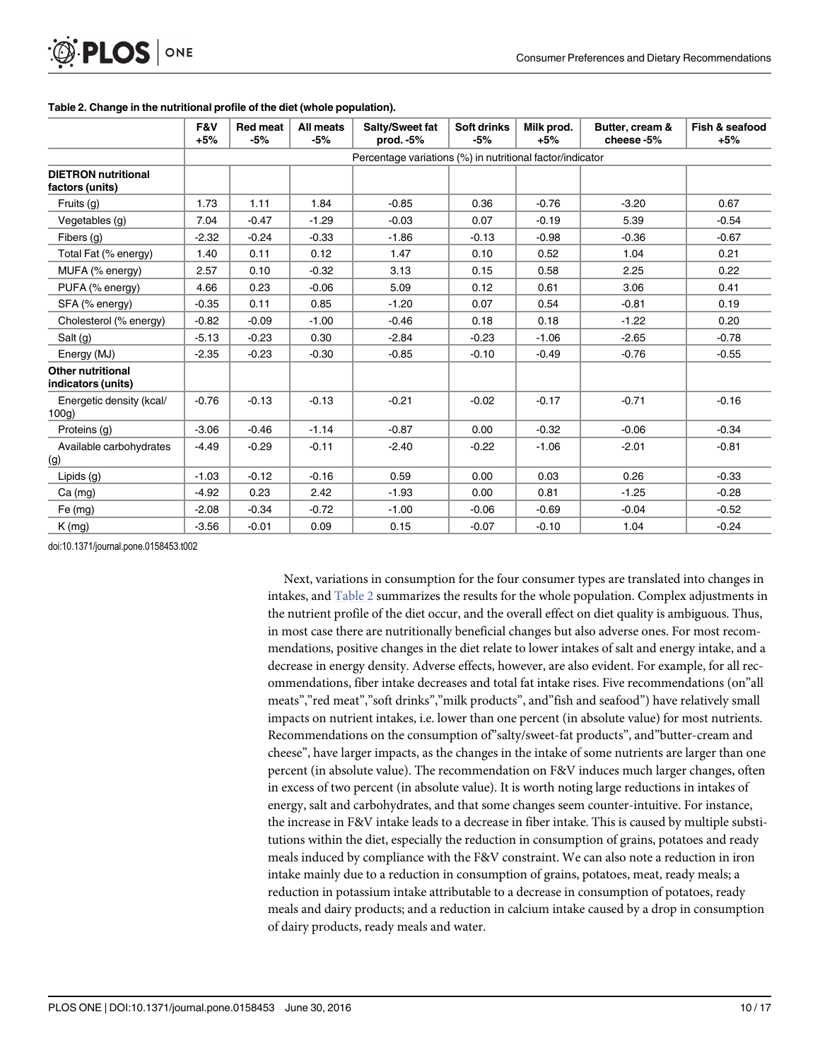**Table 2. Change in the nutritional profile of the diet (whole population).**

| | F&V +5% | Red meat -5% | All meats -5% | Salty/Sweet fat prod. -5% | Soft drinks -5% | Milk prod. +5% | Butter, cream & cheese -5% | Fish & seafood +5% |
|---|---|---|---|---|---|---|---|---|
| | Percentage variations (%) in nutritional factor/indicator | | | | | | | |
| **DIETRON nutritional factors (units)** | | | | | | | | |
| Fruits (g) | 1.73 | 1.11 | 1.84 | -0.85 | 0.36 | -0.76 | -3.20 | 0.67 |
| Vegetables (g) | 7.04 | -0.47 | -1.29 | -0.03 | 0.07 | -0.19 | 5.39 | -0.54 |
| Fibers (g) | -2.32 | -0.24 | -0.33 | -1.86 | -0.13 | -0.98 | -0.36 | -0.67 |
| Total Fat (% energy) | 1.40 | 0.11 | 0.12 | 1.47 | 0.10 | 0.52 | 1.04 | 0.21 |
| MUFA (% energy) | 2.57 | 0.10 | -0.32 | 3.13 | 0.15 | 0.58 | 2.25 | 0.22 |
| PUFA (% energy) | 4.66 | 0.23 | -0.06 | 5.09 | 0.12 | 0.61 | 3.06 | 0.41 |
| SFA (% energy) | -0.35 | 0.11 | 0.85 | -1.20 | 0.07 | 0.54 | -0.81 | 0.19 |
| Cholesterol (% energy) | -0.82 | -0.09 | -1.00 | -0.46 | 0.18 | 0.18 | -1.22 | 0.20 |
| Salt (g) | -5.13 | -0.23 | 0.30 | -2.84 | -0.23 | -1.06 | -2.65 | -0.78 |
| Energy (MJ) | -2.35 | -0.23 | -0.30 | -0.85 | -0.10 | -0.49 | -0.76 | -0.55 |
| **Other nutritional indicators (units)** | | | | | | | | |
| Energetic density (kcal/100g) | -0.76 | -0.13 | -0.13 | -0.21 | -0.02 | -0.17 | -0.71 | -0.16 |
| Proteins (g) | -3.06 | -0.46 | -1.14 | -0.87 | 0.00 | -0.32 | -0.06 | -0.34 |
| Available carbohydrates (g) | -4.49 | -0.29 | -0.11 | -2.40 | -0.22 | -1.06 | -2.01 | -0.81 |
| Lipids (g) | -1.03 | -0.12 | -0.16 | 0.59 | 0.00 | 0.03 | 0.26 | -0.33 |
| Ca (mg) | -4.92 | 0.23 | 2.42 | -1.93 | 0.00 | 0.81 | -1.25 | -0.28 |
| Fe (mg) | -2.08 | -0.34 | -0.72 | -1.00 | -0.06 | -0.69 | -0.04 | -0.52 |
| K (mg) | -3.56 | -0.01 | 0.09 | 0.15 | -0.07 | -0.10 | 1.04 | -0.24 |

doi:10.1371/journal.pone.0158453.t002

Next, variations in consumption for the four consumer types are translated into changes in intakes, and Table 2 summarizes the results for the whole population. Complex adjustments in the nutrient profile of the diet occur, and the overall effect on diet quality is ambiguous. Thus, in most case there are nutritionally beneficial changes but also adverse ones. For most recommendations, positive changes in the diet relate to lower intakes of salt and energy intake, and a decrease in energy density. Adverse effects, however, are also evident. For example, for all recommendations, fiber intake decreases and total fat intake rises. Five recommendations (on"all meats","red meat","soft drinks","milk products", and"fish and seafood") have relatively small impacts on nutrient intakes, i.e. lower than one percent (in absolute value) for most nutrients. Recommendations on the consumption of"salty/sweet-fat products", and"butter-cream and cheese", have larger impacts, as the changes in the intake of some nutrients are larger than one percent (in absolute value). The recommendation on F&V induces much larger changes, often in excess of two percent (in absolute value). It is worth noting large reductions in intakes of energy, salt and carbohydrates, and that some changes seem counter-intuitive. For instance, the increase in F&V intake leads to a decrease in fiber intake. This is caused by multiple substitutions within the diet, especially the reduction in consumption of grains, potatoes and ready meals induced by compliance with the F&V constraint. We can also note a reduction in iron intake mainly due to a reduction in consumption of grains, potatoes, meat, ready meals; a reduction in potassium intake attributable to a decrease in consumption of potatoes, ready meals and dairy products; and a reduction in calcium intake caused by a drop in consumption of dairy products, ready meals and water.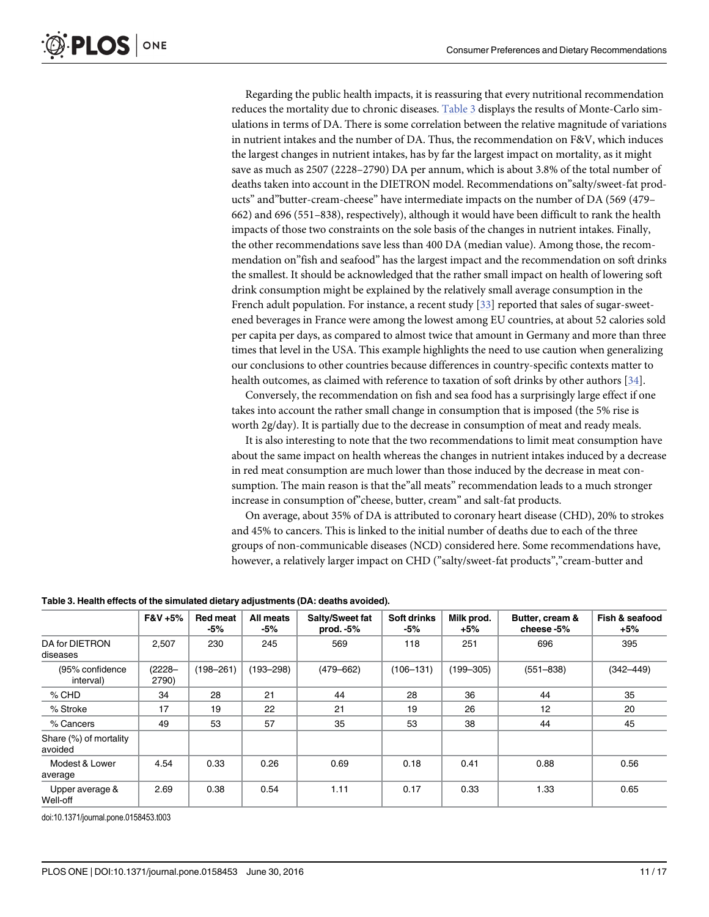Regarding the public health impacts, it is reassuring that every nutritional recommendation reduces the mortality due to chronic diseases. Table 3 displays the results of Monte-Carlo simulations in terms of DA. There is some correlation between the relative magnitude of variations in nutrient intakes and the number of DA. Thus, the recommendation on F&V, which induces the largest changes in nutrient intakes, has by far the largest impact on mortality, as it might save as much as 2507 (2228–2790) DA per annum, which is about 3.8% of the total number of deaths taken into account in the DIETRON model. Recommendations on"salty/sweet-fat products" and"butter-cream-cheese" have intermediate impacts on the number of DA (569 (479–662) and 696 (551–838), respectively), although it would have been difficult to rank the health impacts of those two constraints on the sole basis of the changes in nutrient intakes. Finally, the other recommendations save less than 400 DA (median value). Among those, the recommendation on"fish and seafood" has the largest impact and the recommendation on soft drinks the smallest. It should be acknowledged that the rather small impact on health of lowering soft drink consumption might be explained by the relatively small average consumption in the French adult population. For instance, a recent study [33] reported that sales of sugar-sweetened beverages in France were among the lowest among EU countries, at about 52 calories sold per capita per days, as compared to almost twice that amount in Germany and more than three times that level in the USA. This example highlights the need to use caution when generalizing our conclusions to other countries because differences in country-specific contexts matter to health outcomes, as claimed with reference to taxation of soft drinks by other authors [34].

Conversely, the recommendation on fish and sea food has a surprisingly large effect if one takes into account the rather small change in consumption that is imposed (the 5% rise is worth 2g/day). It is partially due to the decrease in consumption of meat and ready meals.

It is also interesting to note that the two recommendations to limit meat consumption have about the same impact on health whereas the changes in nutrient intakes induced by a decrease in red meat consumption are much lower than those induced by the decrease in meat consumption. The main reason is that the"all meats" recommendation leads to a much stronger increase in consumption of"cheese, butter, cream" and salt-fat products.

On average, about 35% of DA is attributed to coronary heart disease (CHD), 20% to strokes and 45% to cancers. This is linked to the initial number of deaths due to each of the three groups of non-communicable diseases (NCD) considered here. Some recommendations have, however, a relatively larger impact on CHD ("salty/sweet-fat products","cream-butter and

**Table 3. Health effects of the simulated dietary adjustments (DA: deaths avoided).**

| | F&V +5% | Red meat -5% | All meats -5% | Salty/Sweet fat prod. -5% | Soft drinks -5% | Milk prod. +5% | Butter, cream & cheese -5% | Fish & seafood +5% |
|---|---|---|---|---|---|---|---|---|
| DA for DIETRON diseases | 2,507 | 230 | 245 | 569 | 118 | 251 | 696 | 395 |
| (95% confidence interval) | (2228–2790) | (198–261) | (193–298) | (479–662) | (106–131) | (199–305) | (551–838) | (342–449) |
| % CHD | 34 | 28 | 21 | 44 | 28 | 36 | 44 | 35 |
| % Stroke | 17 | 19 | 22 | 21 | 19 | 26 | 12 | 20 |
| % Cancers | 49 | 53 | 57 | 35 | 53 | 38 | 44 | 45 |
| Share (%) of mortality avoided | | | | | | | | |
| Modest & Lower average | 4.54 | 0.33 | 0.26 | 0.69 | 0.18 | 0.41 | 0.88 | 0.56 |
| Upper average & Well-off | 2.69 | 0.38 | 0.54 | 1.11 | 0.17 | 0.33 | 1.33 | 0.65 |

doi:10.1371/journal.pone.0158453.t003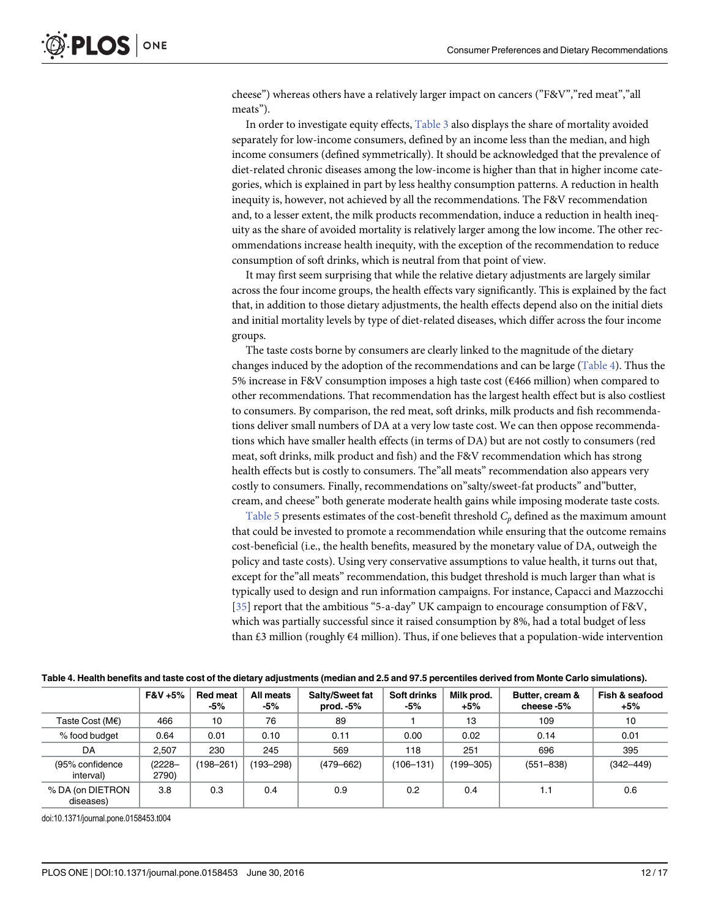cheese") whereas others have a relatively larger impact on cancers ("F&V","red meat","all meats").

In order to investigate equity effects, Table 3 also displays the share of mortality avoided separately for low-income consumers, defined by an income less than the median, and high income consumers (defined symmetrically). It should be acknowledged that the prevalence of diet-related chronic diseases among the low-income is higher than that in higher income categories, which is explained in part by less healthy consumption patterns. A reduction in health inequity is, however, not achieved by all the recommendations. The F&V recommendation and, to a lesser extent, the milk products recommendation, induce a reduction in health inequity as the share of avoided mortality is relatively larger among the low income. The other recommendations increase health inequity, with the exception of the recommendation to reduce consumption of soft drinks, which is neutral from that point of view.

It may first seem surprising that while the relative dietary adjustments are largely similar across the four income groups, the health effects vary significantly. This is explained by the fact that, in addition to those dietary adjustments, the health effects depend also on the initial diets and initial mortality levels by type of diet-related diseases, which differ across the four income groups.

The taste costs borne by consumers are clearly linked to the magnitude of the dietary changes induced by the adoption of the recommendations and can be large (Table 4). Thus the 5% increase in F&V consumption imposes a high taste cost (€466 million) when compared to other recommendations. That recommendation has the largest health effect but is also costliest to consumers. By comparison, the red meat, soft drinks, milk products and fish recommendations deliver small numbers of DA at a very low taste cost. We can then oppose recommendations which have smaller health effects (in terms of DA) but are not costly to consumers (red meat, soft drinks, milk product and fish) and the F&V recommendation which has strong health effects but is costly to consumers. The"all meats" recommendation also appears very costly to consumers. Finally, recommendations on"salty/sweet-fat products" and"butter, cream, and cheese" both generate moderate health gains while imposing moderate taste costs.

Table 5 presents estimates of the cost-benefit threshold $C_p$ defined as the maximum amount that could be invested to promote a recommendation while ensuring that the outcome remains cost-beneficial (i.e., the health benefits, measured by the monetary value of DA, outweigh the policy and taste costs). Using very conservative assumptions to value health, it turns out that, except for the"all meats" recommendation, this budget threshold is much larger than what is typically used to design and run information campaigns. For instance, Capacci and Mazzocchi [35] report that the ambitious "5-a-day" UK campaign to encourage consumption of F&V, which was partially successful since it raised consumption by 8%, had a total budget of less than £3 million (roughly €4 million). Thus, if one believes that a population-wide intervention

**Table 4. Health benefits and taste cost of the dietary adjustments (median and 2.5 and 97.5 percentiles derived from Monte Carlo simulations).**

| | F&V +5% | Red meat -5% | All meats -5% | Salty/Sweet fat prod. -5% | Soft drinks -5% | Milk prod. +5% | Butter, cream & cheese -5% | Fish & seafood +5% |
|---|---|---|---|---|---|---|---|---|
| Taste Cost (M€) | 466 | 10 | 76 | 89 | 1 | 13 | 109 | 10 |
| % food budget | 0.64 | 0.01 | 0.10 | 0.11 | 0.00 | 0.02 | 0.14 | 0.01 |
| DA | 2,507 | 230 | 245 | 569 | 118 | 251 | 696 | 395 |
| (95% confidence interval) | (2228–2790) | (198–261) | (193–298) | (479–662) | (106–131) | (199–305) | (551–838) | (342–449) |
| % DA (on DIETRON diseases) | 3.8 | 0.3 | 0.4 | 0.9 | 0.2 | 0.4 | 1.1 | 0.6 |

doi:10.1371/journal.pone.0158453.t004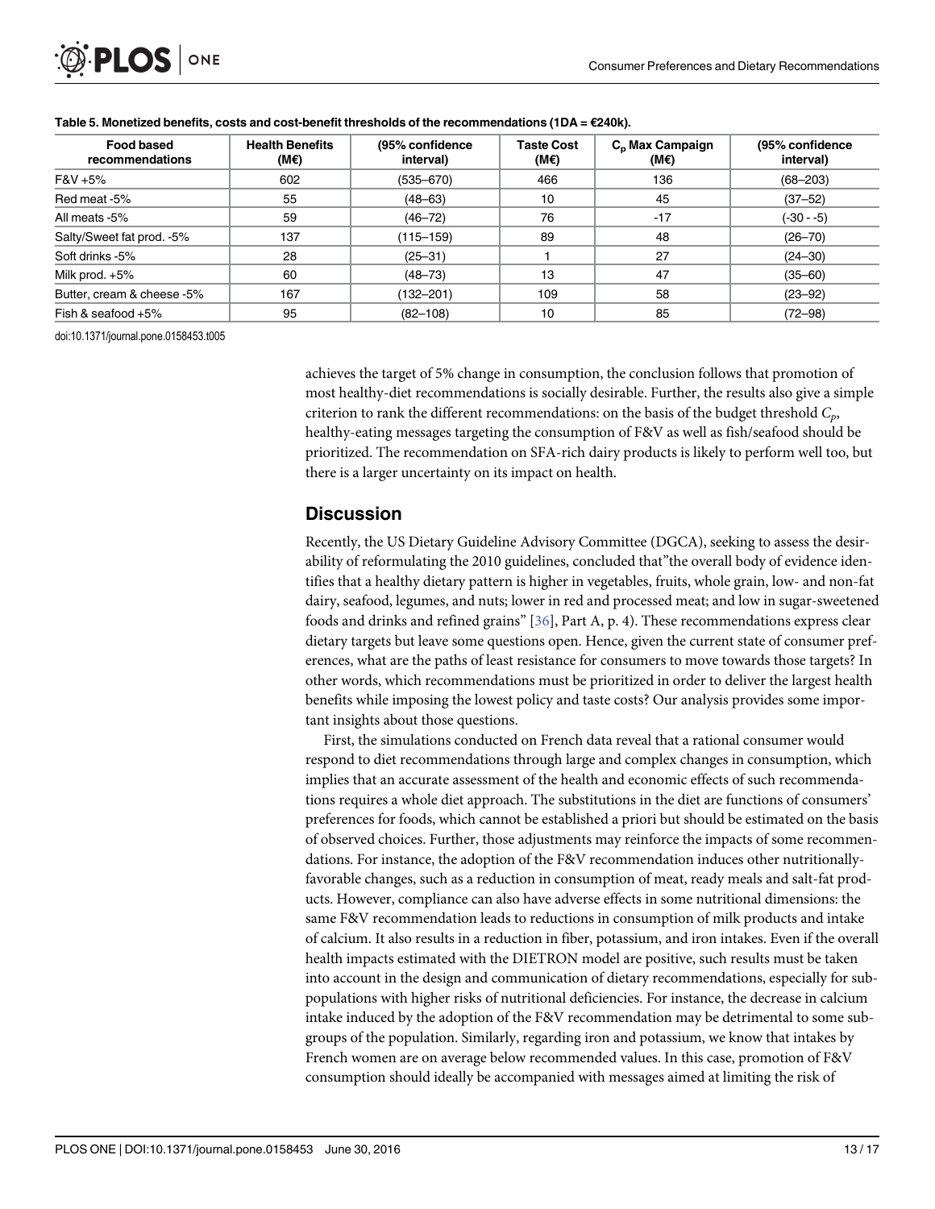**Table 5. Monetized benefits, costs and cost-benefit thresholds of the recommendations (1DA = €240k).**

| Food based recommendations | Health Benefits (M€) | (95% confidence interval) | Taste Cost (M€) | $C_p$ Max Campaign (M€) | (95% confidence interval) |
|---|---|---|---|---|---|
| F&V +5% | 602 | (535–670) | 466 | 136 | (68–203) |
| Red meat -5% | 55 | (48–63) | 10 | 45 | (37–52) |
| All meats -5% | 59 | (46–72) | 76 | -17 | (-30 - -5) |
| Salty/Sweet fat prod. -5% | 137 | (115–159) | 89 | 48 | (26–70) |
| Soft drinks -5% | 28 | (25–31) | 1 | 27 | (24–30) |
| Milk prod. +5% | 60 | (48–73) | 13 | 47 | (35–60) |
| Butter, cream & cheese -5% | 167 | (132–201) | 109 | 58 | (23–92) |
| Fish & seafood +5% | 95 | (82–108) | 10 | 85 | (72–98) |

doi:10.1371/journal.pone.0158453.t005

achieves the target of 5% change in consumption, the conclusion follows that promotion of most healthy-diet recommendations is socially desirable. Further, the results also give a simple criterion to rank the different recommendations: on the basis of the budget threshold $C_p$, healthy-eating messages targeting the consumption of F&V as well as fish/seafood should be prioritized. The recommendation on SFA-rich dairy products is likely to perform well too, but there is a larger uncertainty on its impact on health.

## Discussion

Recently, the US Dietary Guideline Advisory Committee (DGCA), seeking to assess the desirability of reformulating the 2010 guidelines, concluded that"the overall body of evidence identifies that a healthy dietary pattern is higher in vegetables, fruits, whole grain, low- and non-fat dairy, seafood, legumes, and nuts; lower in red and processed meat; and low in sugar-sweetened foods and drinks and refined grains" [36], Part A, p. 4). These recommendations express clear dietary targets but leave some questions open. Hence, given the current state of consumer preferences, what are the paths of least resistance for consumers to move towards those targets? In other words, which recommendations must be prioritized in order to deliver the largest health benefits while imposing the lowest policy and taste costs? Our analysis provides some important insights about those questions.

First, the simulations conducted on French data reveal that a rational consumer would respond to diet recommendations through large and complex changes in consumption, which implies that an accurate assessment of the health and economic effects of such recommendations requires a whole diet approach. The substitutions in the diet are functions of consumers' preferences for foods, which cannot be established a priori but should be estimated on the basis of observed choices. Further, those adjustments may reinforce the impacts of some recommendations. For instance, the adoption of the F&V recommendation induces other nutritionally-favorable changes, such as a reduction in consumption of meat, ready meals and salt-fat products. However, compliance can also have adverse effects in some nutritional dimensions: the same F&V recommendation leads to reductions in consumption of milk products and intake of calcium. It also results in a reduction in fiber, potassium, and iron intakes. Even if the overall health impacts estimated with the DIETRON model are positive, such results must be taken into account in the design and communication of dietary recommendations, especially for subpopulations with higher risks of nutritional deficiencies. For instance, the decrease in calcium intake induced by the adoption of the F&V recommendation may be detrimental to some subgroups of the population. Similarly, regarding iron and potassium, we know that intakes by French women are on average below recommended values. In this case, promotion of F&V consumption should ideally be accompanied with messages aimed at limiting the risk of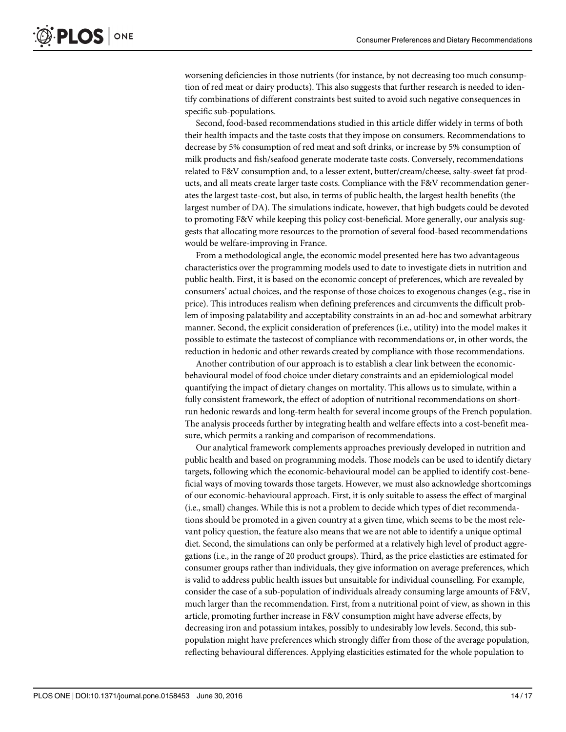worsening deficiencies in those nutrients (for instance, by not decreasing too much consumption of red meat or dairy products). This also suggests that further research is needed to identify combinations of different constraints best suited to avoid such negative consequences in specific sub-populations.

Second, food-based recommendations studied in this article differ widely in terms of both their health impacts and the taste costs that they impose on consumers. Recommendations to decrease by 5% consumption of red meat and soft drinks, or increase by 5% consumption of milk products and fish/seafood generate moderate taste costs. Conversely, recommendations related to F&V consumption and, to a lesser extent, butter/cream/cheese, salty-sweet fat products, and all meats create larger taste costs. Compliance with the F&V recommendation generates the largest taste-cost, but also, in terms of public health, the largest health benefits (the largest number of DA). The simulations indicate, however, that high budgets could be devoted to promoting F&V while keeping this policy cost-beneficial. More generally, our analysis suggests that allocating more resources to the promotion of several food-based recommendations would be welfare-improving in France.

From a methodological angle, the economic model presented here has two advantageous characteristics over the programming models used to date to investigate diets in nutrition and public health. First, it is based on the economic concept of preferences, which are revealed by consumers' actual choices, and the response of those choices to exogenous changes (e.g., rise in price). This introduces realism when defining preferences and circumvents the difficult problem of imposing palatability and acceptability constraints in an ad-hoc and somewhat arbitrary manner. Second, the explicit consideration of preferences (i.e., utility) into the model makes it possible to estimate the tastecost of compliance with recommendations or, in other words, the reduction in hedonic and other rewards created by compliance with those recommendations.

Another contribution of our approach is to establish a clear link between the economic-behavioural model of food choice under dietary constraints and an epidemiological model quantifying the impact of dietary changes on mortality. This allows us to simulate, within a fully consistent framework, the effect of adoption of nutritional recommendations on short-run hedonic rewards and long-term health for several income groups of the French population. The analysis proceeds further by integrating health and welfare effects into a cost-benefit measure, which permits a ranking and comparison of recommendations.

Our analytical framework complements approaches previously developed in nutrition and public health and based on programming models. Those models can be used to identify dietary targets, following which the economic-behavioural model can be applied to identify cost-beneficial ways of moving towards those targets. However, we must also acknowledge shortcomings of our economic-behavioural approach. First, it is only suitable to assess the effect of marginal (i.e., small) changes. While this is not a problem to decide which types of diet recommendations should be promoted in a given country at a given time, which seems to be the most relevant policy question, the feature also means that we are not able to identify a unique optimal diet. Second, the simulations can only be performed at a relatively high level of product aggregations (i.e., in the range of 20 product groups). Third, as the price elasticties are estimated for consumer groups rather than individuals, they give information on average preferences, which is valid to address public health issues but unsuitable for individual counselling. For example, consider the case of a sub-population of individuals already consuming large amounts of F&V, much larger than the recommendation. First, from a nutritional point of view, as shown in this article, promoting further increase in F&V consumption might have adverse effects, by decreasing iron and potassium intakes, possibly to undesirably low levels. Second, this sub-population might have preferences which strongly differ from those of the average population, reflecting behavioural differences. Applying elasticities estimated for the whole population to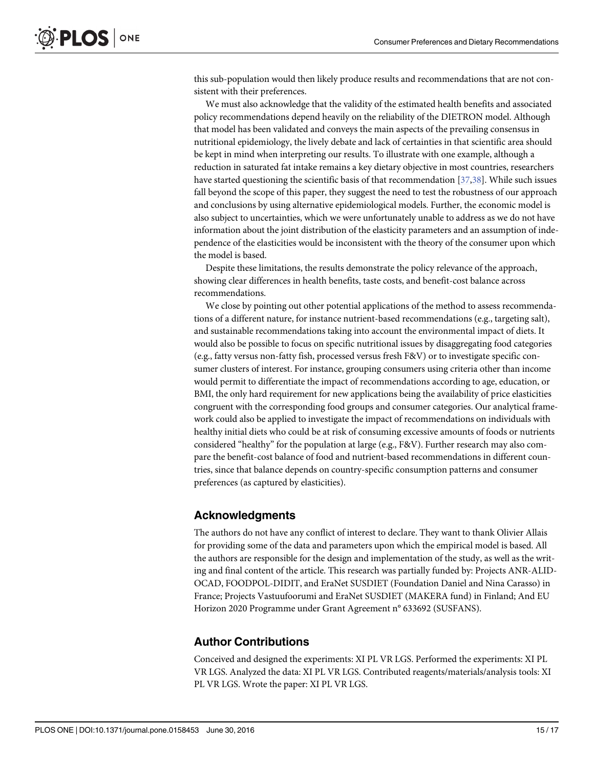this sub-population would then likely produce results and recommendations that are not consistent with their preferences.

We must also acknowledge that the validity of the estimated health benefits and associated policy recommendations depend heavily on the reliability of the DIETRON model. Although that model has been validated and conveys the main aspects of the prevailing consensus in nutritional epidemiology, the lively debate and lack of certainties in that scientific area should be kept in mind when interpreting our results. To illustrate with one example, although a reduction in saturated fat intake remains a key dietary objective in most countries, researchers have started questioning the scientific basis of that recommendation [37,38]. While such issues fall beyond the scope of this paper, they suggest the need to test the robustness of our approach and conclusions by using alternative epidemiological models. Further, the economic model is also subject to uncertainties, which we were unfortunately unable to address as we do not have information about the joint distribution of the elasticity parameters and an assumption of independence of the elasticities would be inconsistent with the theory of the consumer upon which the model is based.

Despite these limitations, the results demonstrate the policy relevance of the approach, showing clear differences in health benefits, taste costs, and benefit-cost balance across recommendations.

We close by pointing out other potential applications of the method to assess recommendations of a different nature, for instance nutrient-based recommendations (e.g., targeting salt), and sustainable recommendations taking into account the environmental impact of diets. It would also be possible to focus on specific nutritional issues by disaggregating food categories (e.g., fatty versus non-fatty fish, processed versus fresh F&V) or to investigate specific consumer clusters of interest. For instance, grouping consumers using criteria other than income would permit to differentiate the impact of recommendations according to age, education, or BMI, the only hard requirement for new applications being the availability of price elasticities congruent with the corresponding food groups and consumer categories. Our analytical framework could also be applied to investigate the impact of recommendations on individuals with healthy initial diets who could be at risk of consuming excessive amounts of foods or nutrients considered "healthy" for the population at large (e.g., F&V). Further research may also compare the benefit-cost balance of food and nutrient-based recommendations in different countries, since that balance depends on country-specific consumption patterns and consumer preferences (as captured by elasticities).

## Acknowledgments

The authors do not have any conflict of interest to declare. They want to thank Olivier Allais for providing some of the data and parameters upon which the empirical model is based. All the authors are responsible for the design and implementation of the study, as well as the writing and final content of the article. This research was partially funded by: Projects ANR-ALID-OCAD, FOODPOL-DIDIT, and EraNet SUSDIET (Foundation Daniel and Nina Carasso) in France; Projects Vastuufoorumi and EraNet SUSDIET (MAKERA fund) in Finland; And EU Horizon 2020 Programme under Grant Agreement n° 633692 (SUSFANS).

## Author Contributions

Conceived and designed the experiments: XI PL VR LGS. Performed the experiments: XI PL VR LGS. Analyzed the data: XI PL VR LGS. Contributed reagents/materials/analysis tools: XI PL VR LGS. Wrote the paper: XI PL VR LGS.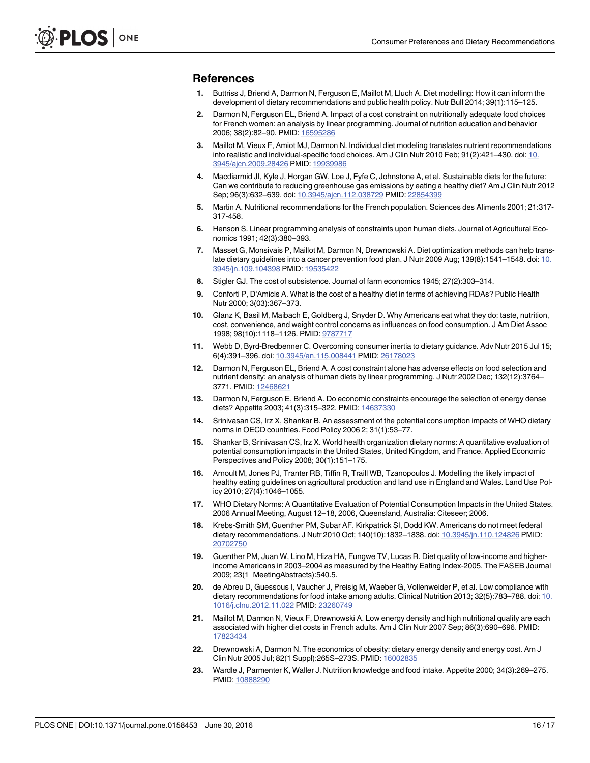## References

1. Buttriss J, Briend A, Darmon N, Ferguson E, Maillot M, Lluch A. Diet modelling: How it can inform the development of dietary recommendations and public health policy. Nutr Bull 2014; 39(1):115–125.
2. Darmon N, Ferguson EL, Briend A. Impact of a cost constraint on nutritionally adequate food choices for French women: an analysis by linear programming. Journal of nutrition education and behavior 2006; 38(2):82–90. PMID: 16595286
3. Maillot M, Vieux F, Amiot MJ, Darmon N. Individual diet modeling translates nutrient recommendations into realistic and individual-specific food choices. Am J Clin Nutr 2010 Feb; 91(2):421–430. doi: 10.3945/ajcn.2009.28426 PMID: 19939986
4. Macdiarmid JI, Kyle J, Horgan GW, Loe J, Fyfe C, Johnstone A, et al. Sustainable diets for the future: Can we contribute to reducing greenhouse gas emissions by eating a healthy diet? Am J Clin Nutr 2012 Sep; 96(3):632–639. doi: 10.3945/ajcn.112.038729 PMID: 22854399
5. Martin A. Nutritional recommendations for the French population. Sciences des Aliments 2001; 21:317-317-458.
6. Henson S. Linear programming analysis of constraints upon human diets. Journal of Agricultural Economics 1991; 42(3):380–393.
7. Masset G, Monsivais P, Maillot M, Darmon N, Drewnowski A. Diet optimization methods can help translate dietary guidelines into a cancer prevention food plan. J Nutr 2009 Aug; 139(8):1541–1548. doi: 10.3945/jn.109.104398 PMID: 19535422
8. Stigler GJ. The cost of subsistence. Journal of farm economics 1945; 27(2):303–314.
9. Conforti P, D'Amicis A. What is the cost of a healthy diet in terms of achieving RDAs? Public Health Nutr 2000; 3(03):367–373.
10. Glanz K, Basil M, Maibach E, Goldberg J, Snyder D. Why Americans eat what they do: taste, nutrition, cost, convenience, and weight control concerns as influences on food consumption. J Am Diet Assoc 1998; 98(10):1118–1126. PMID: 9787717
11. Webb D, Byrd-Bredbenner C. Overcoming consumer inertia to dietary guidance. Adv Nutr 2015 Jul 15; 6(4):391–396. doi: 10.3945/an.115.008441 PMID: 26178023
12. Darmon N, Ferguson EL, Briend A. A cost constraint alone has adverse effects on food selection and nutrient density: an analysis of human diets by linear programming. J Nutr 2002 Dec; 132(12):3764–3771. PMID: 12468621
13. Darmon N, Ferguson E, Briend A. Do economic constraints encourage the selection of energy dense diets? Appetite 2003; 41(3):315–322. PMID: 14637330
14. Srinivasan CS, Irz X, Shankar B. An assessment of the potential consumption impacts of WHO dietary norms in OECD countries. Food Policy 2006 2; 31(1):53–77.
15. Shankar B, Srinivasan CS, Irz X. World health organization dietary norms: A quantitative evaluation of potential consumption impacts in the United States, United Kingdom, and France. Applied Economic Perspectives and Policy 2008; 30(1):151–175.
16. Arnoult M, Jones PJ, Tranter RB, Tiffin R, Traill WB, Tzanopoulos J. Modelling the likely impact of healthy eating guidelines on agricultural production and land use in England and Wales. Land Use Policy 2010; 27(4):1046–1055.
17. WHO Dietary Norms: A Quantitative Evaluation of Potential Consumption Impacts in the United States. 2006 Annual Meeting, August 12–18, 2006, Queensland, Australia: Citeseer; 2006.
18. Krebs-Smith SM, Guenther PM, Subar AF, Kirkpatrick SI, Dodd KW. Americans do not meet federal dietary recommendations. J Nutr 2010 Oct; 140(10):1832–1838. doi: 10.3945/jn.110.124826 PMID: 20702750
19. Guenther PM, Juan W, Lino M, Hiza HA, Fungwe TV, Lucas R. Diet quality of low-income and higher-income Americans in 2003–2004 as measured by the Healthy Eating Index-2005. The FASEB Journal 2009; 23(1_MeetingAbstracts):540.5.
20. de Abreu D, Guessous I, Vaucher J, Preisig M, Waeber G, Vollenweider P, et al. Low compliance with dietary recommendations for food intake among adults. Clinical Nutrition 2013; 32(5):783–788. doi: 10.1016/j.clnu.2012.11.022 PMID: 23260749
21. Maillot M, Darmon N, Vieux F, Drewnowski A. Low energy density and high nutritional quality are each associated with higher diet costs in French adults. Am J Clin Nutr 2007 Sep; 86(3):690–696. PMID: 17823434
22. Drewnowski A, Darmon N. The economics of obesity: dietary energy density and energy cost. Am J Clin Nutr 2005 Jul; 82(1 Suppl):265S–273S. PMID: 16002835
23. Wardle J, Parmenter K, Waller J. Nutrition knowledge and food intake. Appetite 2000; 34(3):269–275. PMID: 10888290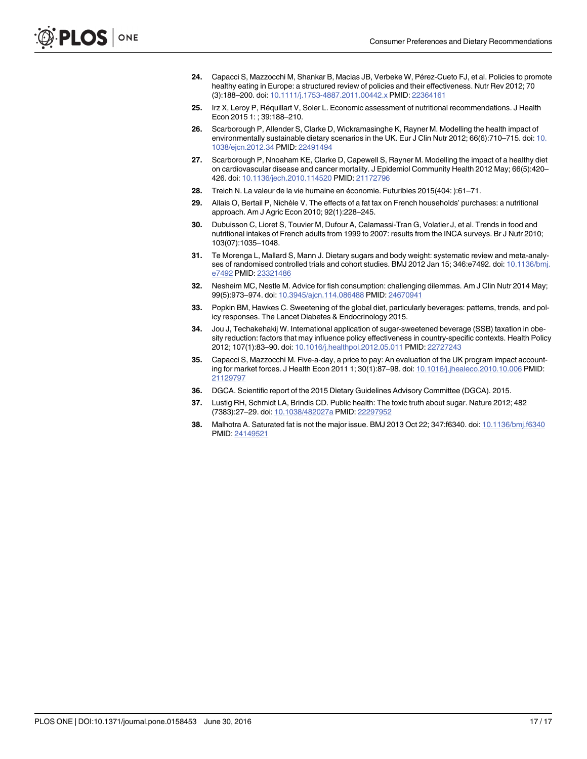24. Capacci S, Mazzocchi M, Shankar B, Macias JB, Verbeke W, Pérez-Cueto FJ, et al. Policies to promote healthy eating in Europe: a structured review of policies and their effectiveness. Nutr Rev 2012; 70 (3):188–200. doi: 10.1111/j.1753-4887.2011.00442.x PMID: 22364161

25. Irz X, Leroy P, Réquillart V, Soler L. Economic assessment of nutritional recommendations. J Health Econ 2015 1: ; 39:188–210.

26. Scarborough P, Allender S, Clarke D, Wickramasinghe K, Rayner M. Modelling the health impact of environmentally sustainable dietary scenarios in the UK. Eur J Clin Nutr 2012; 66(6):710–715. doi: 10.1038/ejcn.2012.34 PMID: 22491494

27. Scarborough P, Nnoaham KE, Clarke D, Capewell S, Rayner M. Modelling the impact of a healthy diet on cardiovascular disease and cancer mortality. J Epidemiol Community Health 2012 May; 66(5):420–426. doi: 10.1136/jech.2010.114520 PMID: 21172796

28. Treich N. La valeur de la vie humaine en économie. Futuribles 2015(404: ):61–71.

29. Allais O, Bertail P, Nichèle V. The effects of a fat tax on French households' purchases: a nutritional approach. Am J Agric Econ 2010; 92(1):228–245.

30. Dubuisson C, Lioret S, Touvier M, Dufour A, Calamassi-Tran G, Volatier J, et al. Trends in food and nutritional intakes of French adults from 1999 to 2007: results from the INCA surveys. Br J Nutr 2010; 103(07):1035–1048.

31. Te Morenga L, Mallard S, Mann J. Dietary sugars and body weight: systematic review and meta-analyses of randomised controlled trials and cohort studies. BMJ 2012 Jan 15; 346:e7492. doi: 10.1136/bmj.e7492 PMID: 23321486

32. Nesheim MC, Nestle M. Advice for fish consumption: challenging dilemmas. Am J Clin Nutr 2014 May; 99(5):973–974. doi: 10.3945/ajcn.114.086488 PMID: 24670941

33. Popkin BM, Hawkes C. Sweetening of the global diet, particularly beverages: patterns, trends, and policy responses. The Lancet Diabetes & Endocrinology 2015.

34. Jou J, Techakehakij W. International application of sugar-sweetened beverage (SSB) taxation in obesity reduction: factors that may influence policy effectiveness in country-specific contexts. Health Policy 2012; 107(1):83–90. doi: 10.1016/j.healthpol.2012.05.011 PMID: 22727243

35. Capacci S, Mazzocchi M. Five-a-day, a price to pay: An evaluation of the UK program impact accounting for market forces. J Health Econ 2011 1; 30(1):87–98. doi: 10.1016/j.jhealeco.2010.10.006 PMID: 21129797

36. DGCA. Scientific report of the 2015 Dietary Guidelines Advisory Committee (DGCA). 2015.

37. Lustig RH, Schmidt LA, Brindis CD. Public health: The toxic truth about sugar. Nature 2012; 482 (7383):27–29. doi: 10.1038/482027a PMID: 22297952

38. Malhotra A. Saturated fat is not the major issue. BMJ 2013 Oct 22; 347:f6340. doi: 10.1136/bmj.f6340 PMID: 24149521